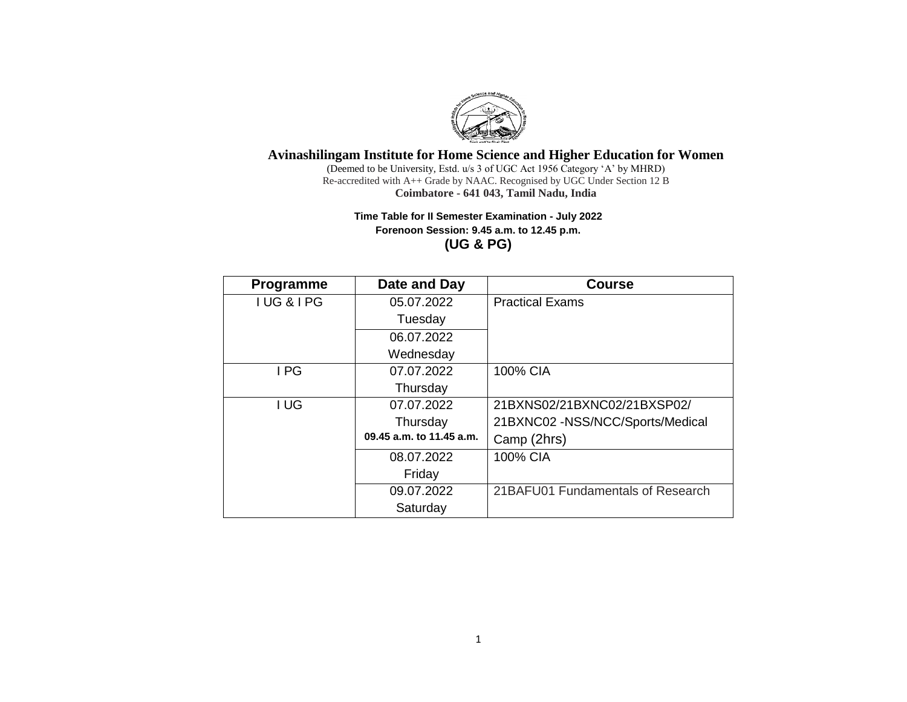# Avinashilingam Institute for Home Science and Higher Education for Women

(Deemed to be University, Estd. u/s 3 of UGC Act 1956 Category 'A' by MHRD)
Re-accredited with A++ Grade by NAAC. Recognised by UGC Under Section 12 B
**Coimbatore - 641 043, Tamil Nadu, India**

**Time Table for II Semester Examination - July 2022**
**Forenoon Session: 9.45 a.m. to 12.45 p.m.**
**(UG & PG)**

| Programme | Date and Day | Course |
|---|---|---|
| I UG & I PG | 05.07.2022 Tuesday | Practical Exams |
| | 06.07.2022 Wednesday | |
| I PG | 07.07.2022 Thursday | 100% CIA |
| I UG | 07.07.2022 Thursday **09.45 a.m. to 11.45 a.m.** | 21BXNS02/21BXNC02/21BXSP02/ 21BXNC02 -NSS/NCC/Sports/Medical Camp (2hrs) |
| | 08.07.2022 Friday | 100% CIA |
| | 09.07.2022 Saturday | 21BAFU01 Fundamentals of Research |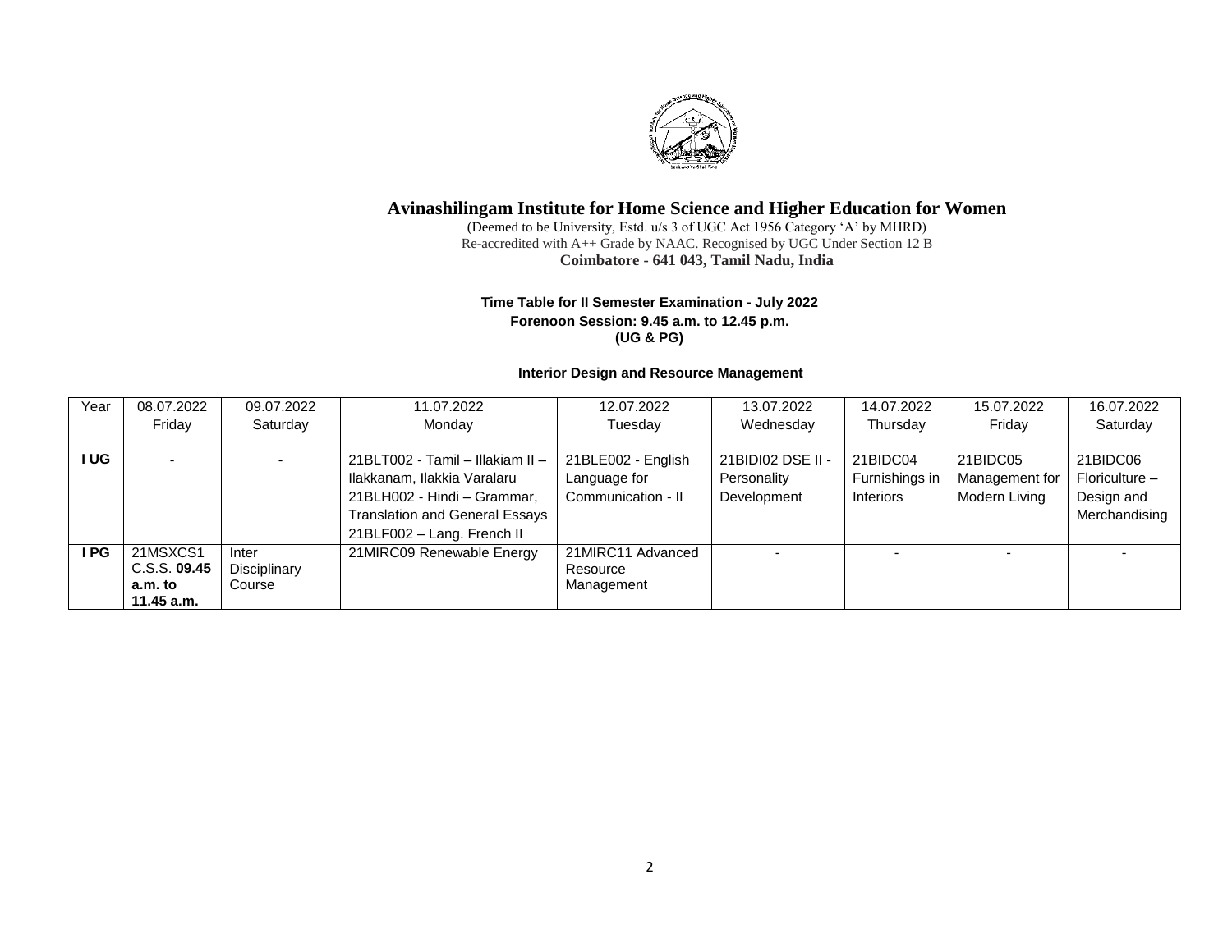# Avinashilingam Institute for Home Science and Higher Education for Women

(Deemed to be University, Estd. u/s 3 of UGC Act 1956 Category 'A' by MHRD)
Re-accredited with A++ Grade by NAAC. Recognised by UGC Under Section 12 B
**Coimbatore - 641 043, Tamil Nadu, India**

**Time Table for II Semester Examination - July 2022**
**Forenoon Session: 9.45 a.m. to 12.45 p.m.**
**(UG & PG)**

**Interior Design and Resource Management**

| Year | 08.07.2022 Friday | 09.07.2022 Saturday | 11.07.2022 Monday | 12.07.2022 Tuesday | 13.07.2022 Wednesday | 14.07.2022 Thursday | 15.07.2022 Friday | 16.07.2022 Saturday |
|---|---|---|---|---|---|---|---|---|
| **I UG** | - | - | 21BLT002 - Tamil – Illakiam II – Ilakkanam, Ilakkia Varalaru<br>21BLH002 - Hindi – Grammar, Translation and General Essays<br>21BLF002 – Lang. French II | 21BLE002 - English Language for Communication - II | 21BIDI02 DSE II - Personality Development | 21BIDC04 Furnishings in Interiors | 21BIDC05 Management for Modern Living | 21BIDC06 Floriculture – Design and Merchandising |
| **I PG** | 21MSXCS1 C.S.S. **09.45 a.m. to 11.45 a.m.** | Inter Disciplinary Course | 21MIRC09 Renewable Energy | 21MIRC11 Advanced Resource Management | - | - | - | - |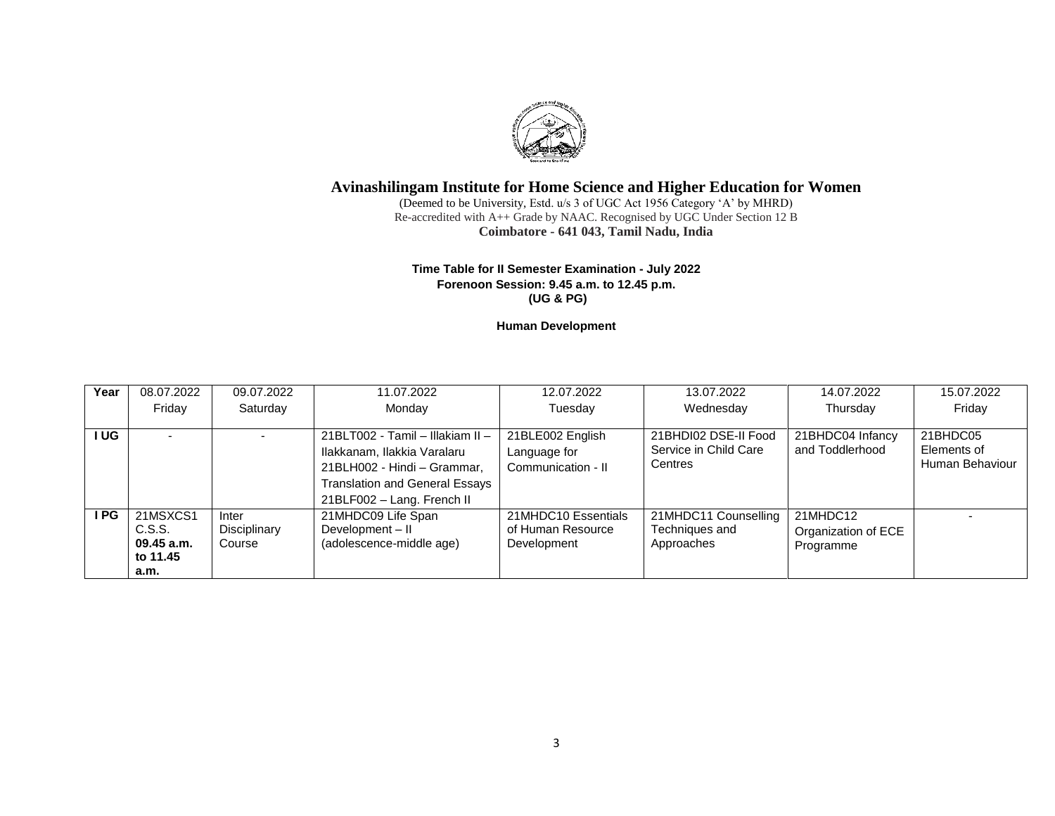# Avinashilingam Institute for Home Science and Higher Education for Women

(Deemed to be University, Estd. u/s 3 of UGC Act 1956 Category 'A' by MHRD)
Re-accredited with A++ Grade by NAAC. Recognised by UGC Under Section 12 B
**Coimbatore - 641 043, Tamil Nadu, India**

**Time Table for II Semester Examination - July 2022**
**Forenoon Session: 9.45 a.m. to 12.45 p.m.**
**(UG & PG)**

**Human Development**

| Year | 08.07.2022 Friday | 09.07.2022 Saturday | 11.07.2022 Monday | 12.07.2022 Tuesday | 13.07.2022 Wednesday | 14.07.2022 Thursday | 15.07.2022 Friday |
|---|---|---|---|---|---|---|---|
| **I UG** | - | - | 21BLT002 - Tamil – Illakiam II – Ilakkanam, Ilakkia Varalaru<br>21BLH002 - Hindi – Grammar, Translation and General Essays<br>21BLF002 – Lang. French II | 21BLE002 English Language for Communication - II | 21BHDI02 DSE-II Food Service in Child Care Centres | 21BHDC04 Infancy and Toddlerhood | 21BHDC05 Elements of Human Behaviour |
| **I PG** | 21MSXCS1 C.S.S. **09.45 a.m. to 11.45 a.m.** | Inter Disciplinary Course | 21MHDC09 Life Span Development – II (adolescence-middle age) | 21MHDC10 Essentials of Human Resource Development | 21MHDC11 Counselling Techniques and Approaches | 21MHDC12 Organization of ECE Programme | - |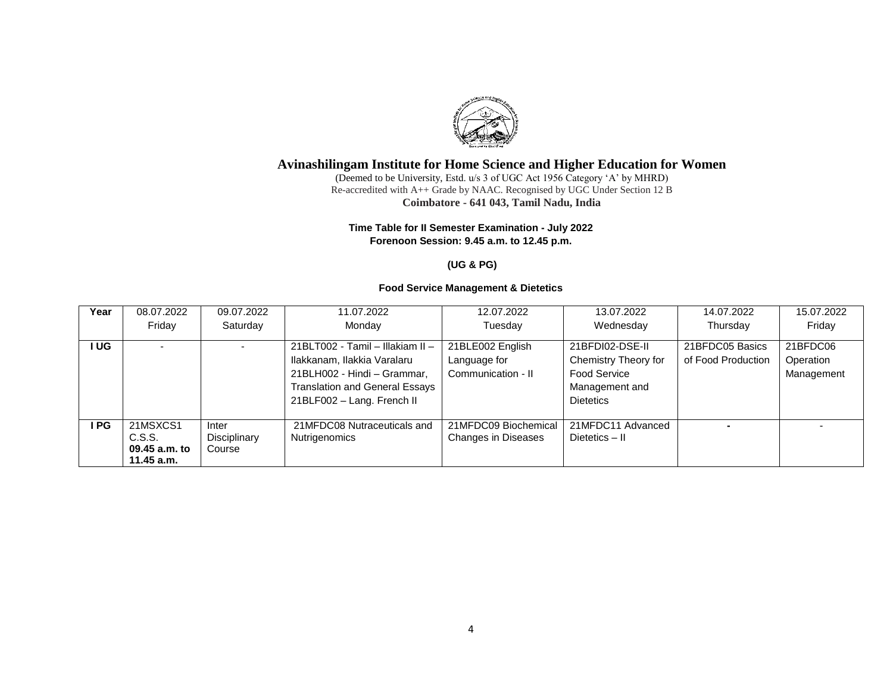# Avinashilingam Institute for Home Science and Higher Education for Women

(Deemed to be University, Estd. u/s 3 of UGC Act 1956 Category 'A' by MHRD)
Re-accredited with A++ Grade by NAAC. Recognised by UGC Under Section 12 B
**Coimbatore - 641 043, Tamil Nadu, India**

**Time Table for II Semester Examination - July 2022**
**Forenoon Session: 9.45 a.m. to 12.45 p.m.**

**(UG & PG)**

**Food Service Management & Dietetics**

| Year | 08.07.2022 Friday | 09.07.2022 Saturday | 11.07.2022 Monday | 12.07.2022 Tuesday | 13.07.2022 Wednesday | 14.07.2022 Thursday | 15.07.2022 Friday |
|---|---|---|---|---|---|---|---|
| **I UG** | - | - | 21BLT002 - Tamil – Illakiam II – Ilakkanam, Ilakkia Varalaru<br>21BLH002 - Hindi – Grammar, Translation and General Essays<br>21BLF002 – Lang. French II | 21BLE002 English Language for Communication - II | 21BFDI02-DSE-II Chemistry Theory for Food Service Management and Dietetics | 21BFDC05 Basics of Food Production | 21BFDC06 Operation Management |
| **I PG** | 21MSXCS1 C.S.S. **09.45 a.m. to 11.45 a.m.** | Inter Disciplinary Course | 21MFDC08 Nutraceuticals and Nutrigenomics | 21MFDC09 Biochemical Changes in Diseases | 21MFDC11 Advanced Dietetics – II | - | - |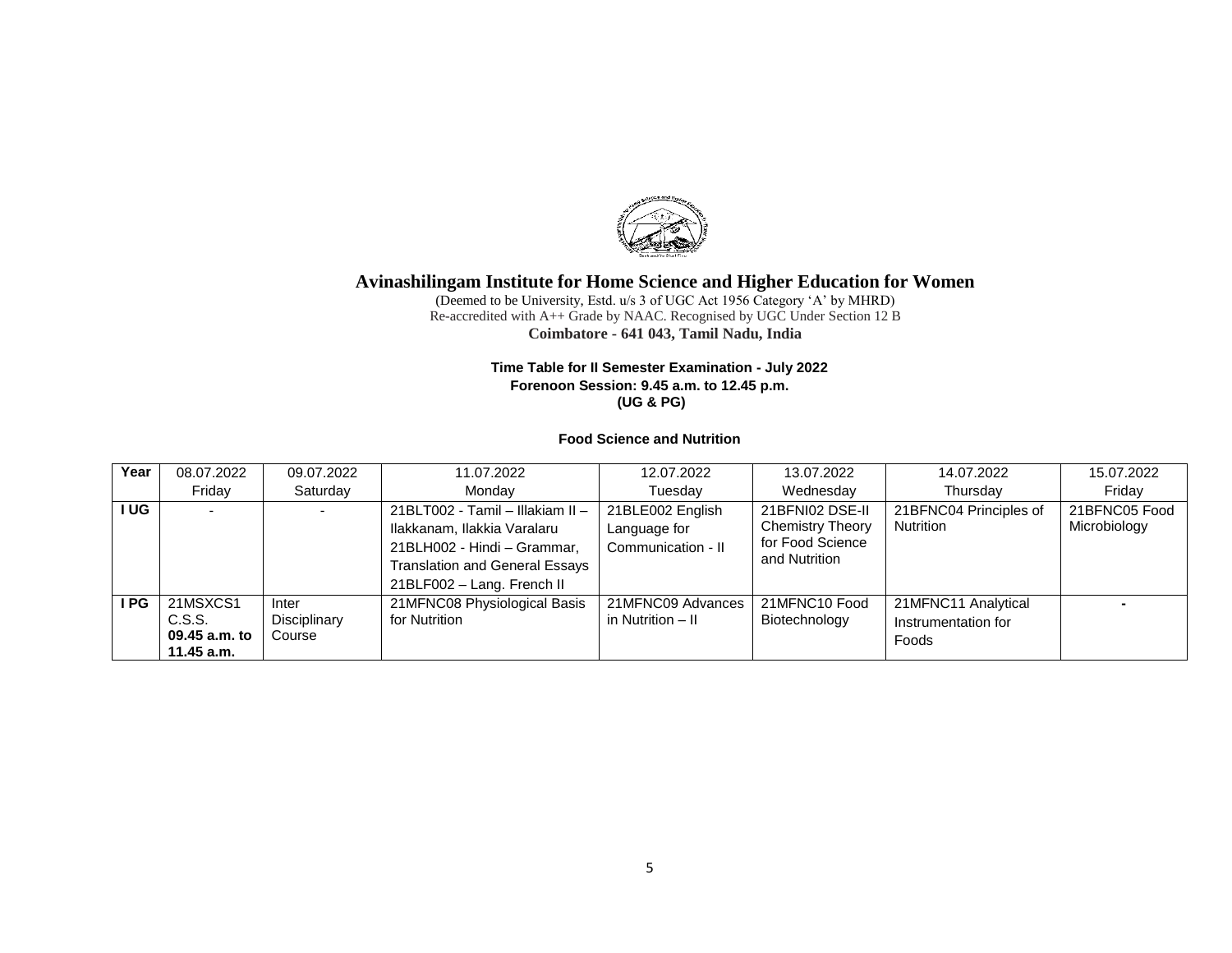# Avinashilingam Institute for Home Science and Higher Education for Women

(Deemed to be University, Estd. u/s 3 of UGC Act 1956 Category 'A' by MHRD)
Re-accredited with A++ Grade by NAAC. Recognised by UGC Under Section 12 B
**Coimbatore - 641 043, Tamil Nadu, India**

**Time Table for II Semester Examination - July 2022**
**Forenoon Session: 9.45 a.m. to 12.45 p.m.**
**(UG & PG)**

**Food Science and Nutrition**

| Year | 08.07.2022 Friday | 09.07.2022 Saturday | 11.07.2022 Monday | 12.07.2022 Tuesday | 13.07.2022 Wednesday | 14.07.2022 Thursday | 15.07.2022 Friday |
|---|---|---|---|---|---|---|---|
| **I UG** | - | - | 21BLT002 - Tamil – Illakiam II – Ilakkanam, Ilakkia Varalaru<br>21BLH002 - Hindi – Grammar, Translation and General Essays<br>21BLF002 – Lang. French II | 21BLE002 English Language for Communication - II | 21BFNI02 DSE-II Chemistry Theory for Food Science and Nutrition | 21BFNC04 Principles of Nutrition | 21BFNC05 Food Microbiology |
| **I PG** | 21MSXCS1 C.S.S. **09.45 a.m. to 11.45 a.m.** | Inter Disciplinary Course | 21MFNC08 Physiological Basis for Nutrition | 21MFNC09 Advances in Nutrition – II | 21MFNC10 Food Biotechnology | 21MFNC11 Analytical Instrumentation for Foods | - |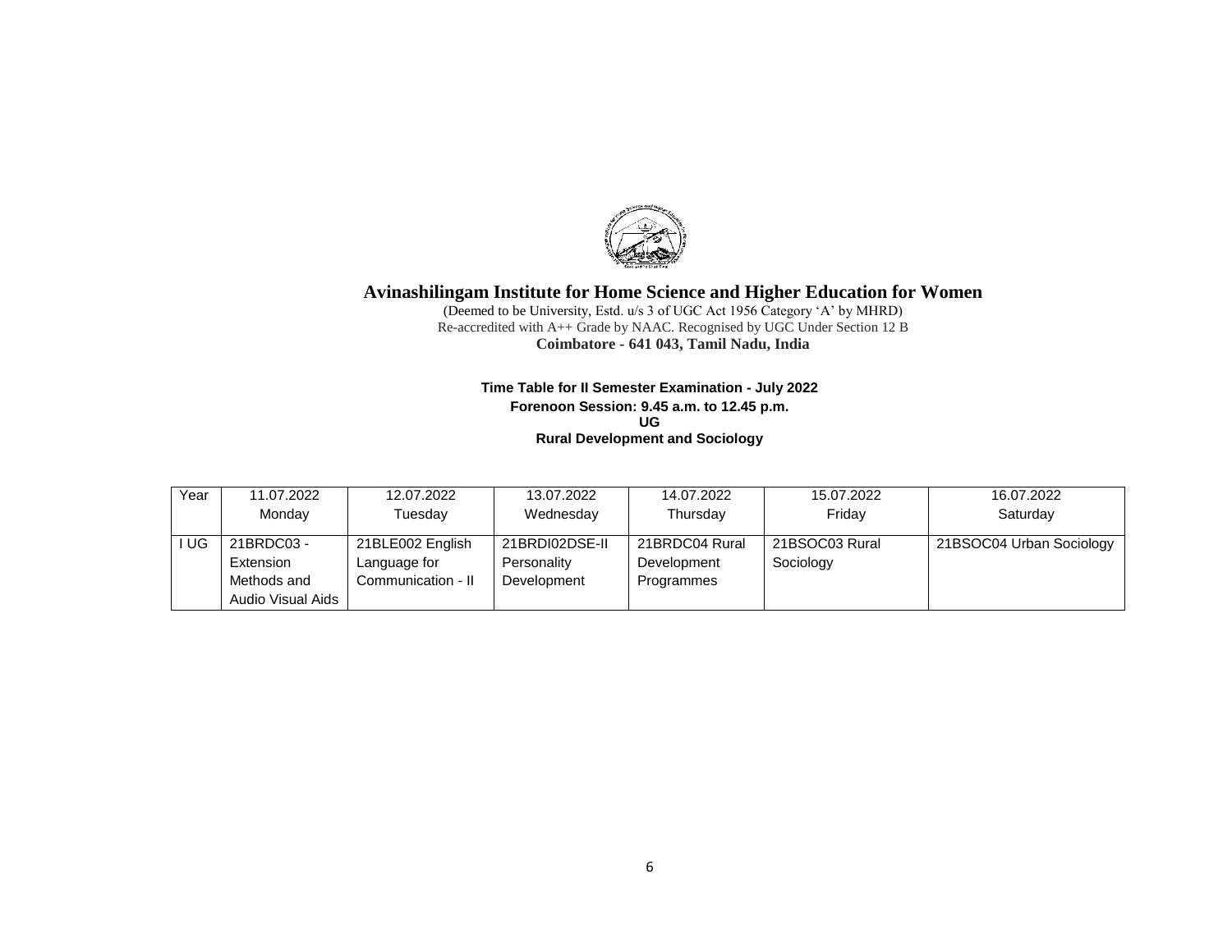# Avinashilingam Institute for Home Science and Higher Education for Women

(Deemed to be University, Estd. u/s 3 of UGC Act 1956 Category 'A' by MHRD)
Re-accredited with A++ Grade by NAAC. Recognised by UGC Under Section 12 B
**Coimbatore - 641 043, Tamil Nadu, India**

**Time Table for II Semester Examination - July 2022**
**Forenoon Session: 9.45 a.m. to 12.45 p.m.**
**UG**
**Rural Development and Sociology**

| Year | 11.07.2022 Monday | 12.07.2022 Tuesday | 13.07.2022 Wednesday | 14.07.2022 Thursday | 15.07.2022 Friday | 16.07.2022 Saturday |
|---|---|---|---|---|---|---|
| I UG | 21BRDC03 - Extension Methods and Audio Visual Aids | 21BLE002 English Language for Communication - II | 21BRDI02DSE-II Personality Development | 21BRDC04 Rural Development Programmes | 21BSOC03 Rural Sociology | 21BSOC04 Urban Sociology |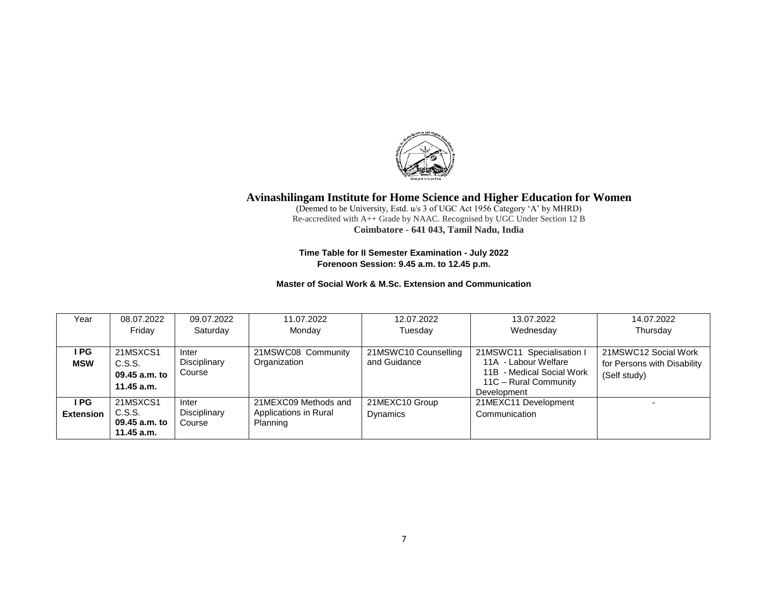# Avinashilingam Institute for Home Science and Higher Education for Women

(Deemed to be University, Estd. u/s 3 of UGC Act 1956 Category 'A' by MHRD)
Re-accredited with A++ Grade by NAAC. Recognised by UGC Under Section 12 B
**Coimbatore - 641 043, Tamil Nadu, India**

**Time Table for II Semester Examination - July 2022**
**Forenoon Session: 9.45 a.m. to 12.45 p.m.**

**Master of Social Work & M.Sc. Extension and Communication**

| Year | 08.07.2022 Friday | 09.07.2022 Saturday | 11.07.2022 Monday | 12.07.2022 Tuesday | 13.07.2022 Wednesday | 14.07.2022 Thursday |
|---|---|---|---|---|---|---|
| **I PG MSW** | 21MSXCS1 C.S.S. **09.45 a.m. to 11.45 a.m.** | Inter Disciplinary Course | 21MSWC08 Community Organization | 21MSWC10 Counselling and Guidance | 21MSWC11 Specialisation I 11A - Labour Welfare 11B - Medical Social Work 11C – Rural Community Development | 21MSWC12 Social Work for Persons with Disability (Self study) |
| **I PG Extension** | 21MSXCS1 C.S.S. **09.45 a.m. to 11.45 a.m.** | Inter Disciplinary Course | 21MEXC09 Methods and Applications in Rural Planning | 21MEXC10 Group Dynamics | 21MEXC11 Development Communication | - |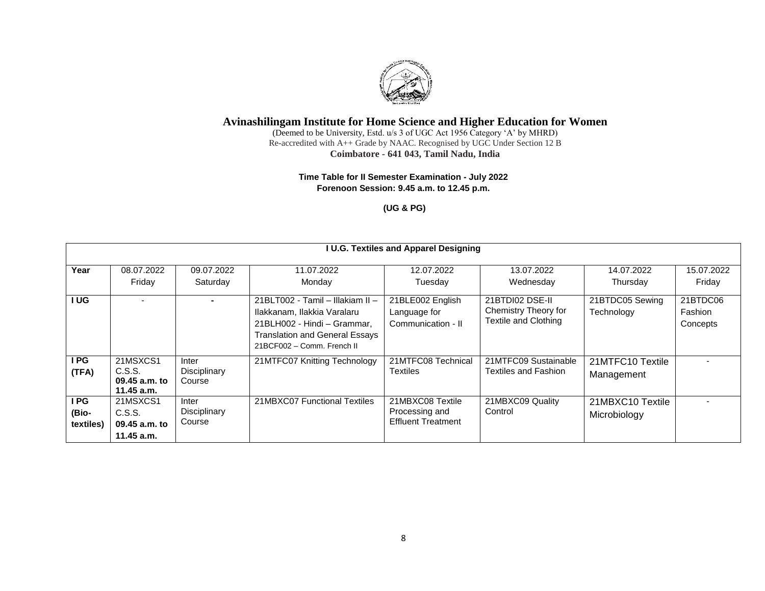# Avinashilingam Institute for Home Science and Higher Education for Women

(Deemed to be University, Estd. u/s 3 of UGC Act 1956 Category 'A' by MHRD)
Re-accredited with A++ Grade by NAAC. Recognised by UGC Under Section 12 B
**Coimbatore - 641 043, Tamil Nadu, India**

**Time Table for II Semester Examination - July 2022**
**Forenoon Session: 9.45 a.m. to 12.45 p.m.**

**(UG & PG)**

| I U.G. Textiles and Apparel Designing | | | | | | | |
|---|---|---|---|---|---|---|---|
| **Year** | 08.07.2022 Friday | 09.07.2022 Saturday | 11.07.2022 Monday | 12.07.2022 Tuesday | 13.07.2022 Wednesday | 14.07.2022 Thursday | 15.07.2022 Friday |
| **I UG** | - | - | 21BLT002 - Tamil – Illakiam II – Ilakkanam, Ilakkia Varalaru<br>21BLH002 - Hindi – Grammar, Translation and General Essays<br>21BCF002 – Comm. French II | 21BLE002 English Language for Communication - II | 21BTDI02 DSE-II Chemistry Theory for Textile and Clothing | 21BTDC05 Sewing Technology | 21BTDC06 Fashion Concepts |
| **I PG (TFA)** | 21MSXCS1 C.S.S. **09.45 a.m. to 11.45 a.m.** | Inter Disciplinary Course | 21MTFC07 Knitting Technology | 21MTFC08 Technical Textiles | 21MTFC09 Sustainable Textiles and Fashion | 21MTFC10 Textile Management | - |
| **I PG (Bio-textiles)** | 21MSXCS1 C.S.S. **09.45 a.m. to 11.45 a.m.** | Inter Disciplinary Course | 21MBXC07 Functional Textiles | 21MBXC08 Textile Processing and Effluent Treatment | 21MBXC09 Quality Control | 21MBXC10 Textile Microbiology | - |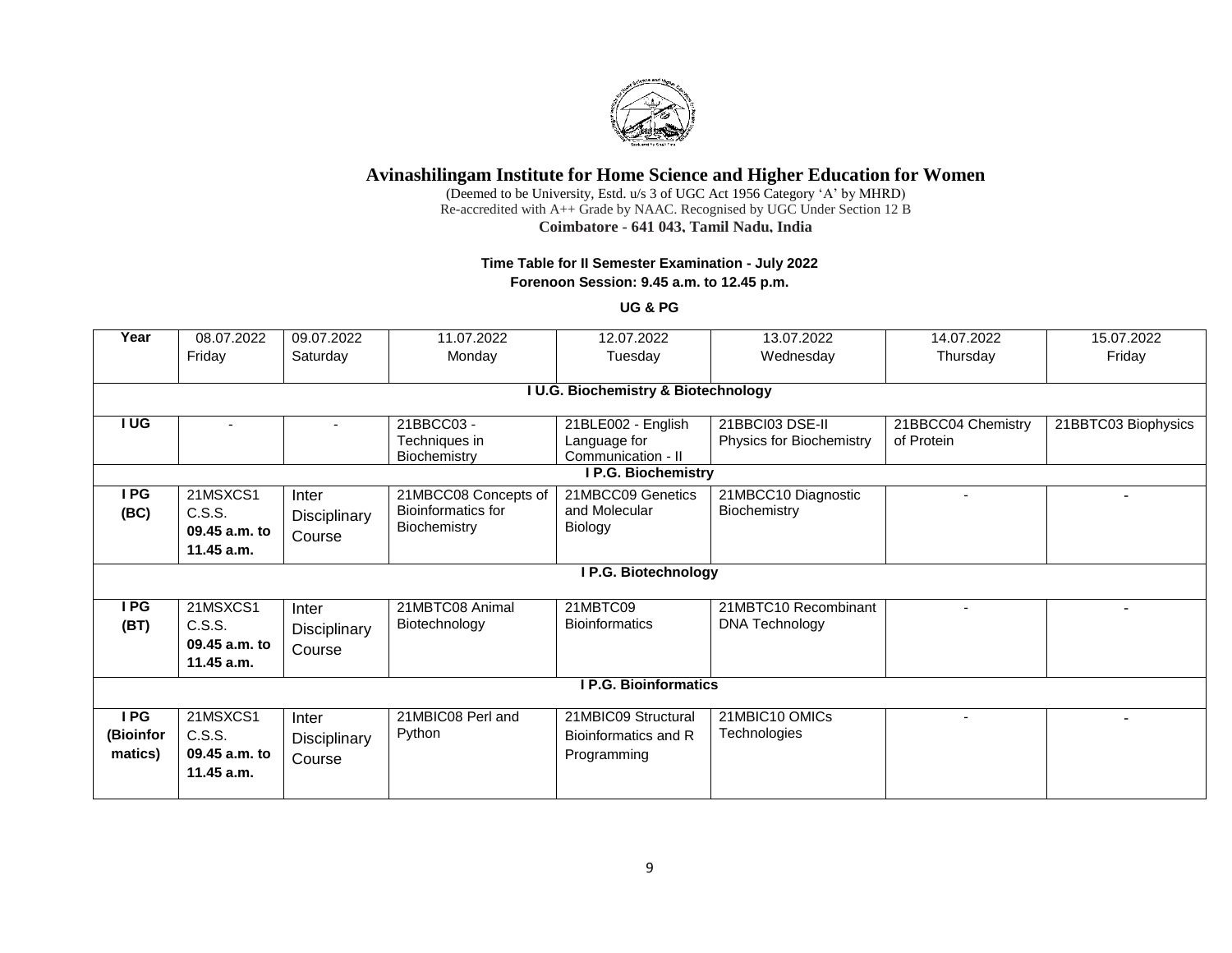# Avinashilingam Institute for Home Science and Higher Education for Women

(Deemed to be University, Estd. u/s 3 of UGC Act 1956 Category 'A' by MHRD)
Re-accredited with A++ Grade by NAAC. Recognised by UGC Under Section 12 B
**Coimbatore - 641 043, Tamil Nadu, India**

**Time Table for II Semester Examination - July 2022**
**Forenoon Session: 9.45 a.m. to 12.45 p.m.**

**UG & PG**

| Year | 08.07.2022 Friday | 09.07.2022 Saturday | 11.07.2022 Monday | 12.07.2022 Tuesday | 13.07.2022 Wednesday | 14.07.2022 Thursday | 15.07.2022 Friday |
|---|---|---|---|---|---|---|---|
| **I U.G. Biochemistry & Biotechnology** | | | | | | | |
| **I UG** | - | - | 21BBCC03 - Techniques in Biochemistry | 21BLE002 - English Language for Communication - II | 21BBCI03 DSE-II Physics for Biochemistry | 21BBCC04 Chemistry of Protein | 21BBTC03 Biophysics |
| **I P.G. Biochemistry** | | | | | | | |
| **I PG (BC)** | 21MSXCS1 C.S.S. **09.45 a.m. to 11.45 a.m.** | Inter Disciplinary Course | 21MBCC08 Concepts of Bioinformatics for Biochemistry | 21MBCC09 Genetics and Molecular Biology | 21MBCC10 Diagnostic Biochemistry | - | - |
| **I P.G. Biotechnology** | | | | | | | |
| **I PG (BT)** | 21MSXCS1 C.S.S. **09.45 a.m. to 11.45 a.m.** | Inter Disciplinary Course | 21MBTC08 Animal Biotechnology | 21MBTC09 Bioinformatics | 21MBTC10 Recombinant DNA Technology | - | - |
| **I P.G. Bioinformatics** | | | | | | | |
| **I PG (Bioinformatics)** | 21MSXCS1 C.S.S. **09.45 a.m. to 11.45 a.m.** | Inter Disciplinary Course | 21MBIC08 Perl and Python | 21MBIC09 Structural Bioinformatics and R Programming | 21MBIC10 OMICs Technologies | - | - |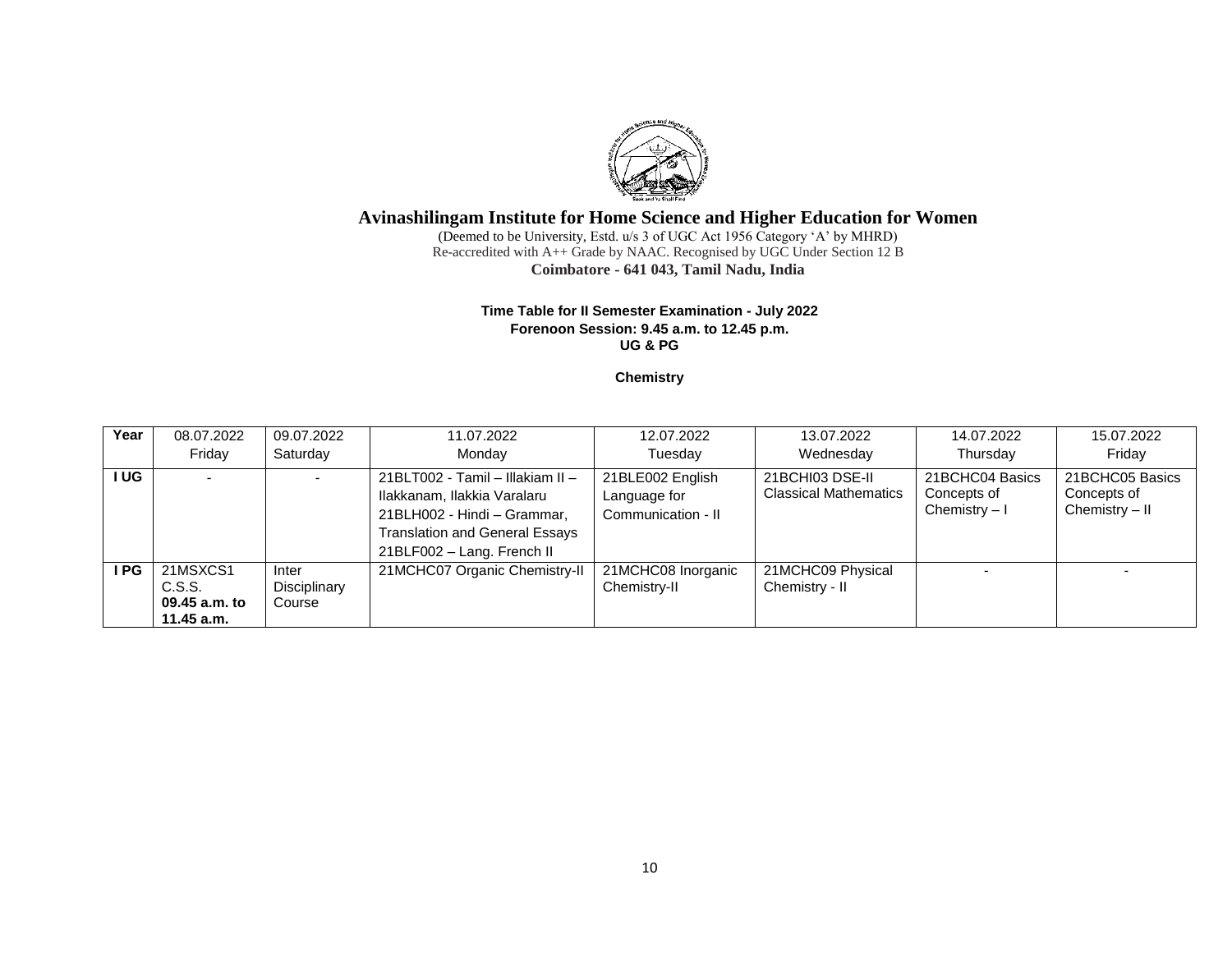# Avinashilingam Institute for Home Science and Higher Education for Women

(Deemed to be University, Estd. u/s 3 of UGC Act 1956 Category 'A' by MHRD)
Re-accredited with A++ Grade by NAAC. Recognised by UGC Under Section 12 B
**Coimbatore - 641 043, Tamil Nadu, India**

**Time Table for II Semester Examination - July 2022**
**Forenoon Session: 9.45 a.m. to 12.45 p.m.**
**UG & PG**

**Chemistry**

| Year | 08.07.2022 Friday | 09.07.2022 Saturday | 11.07.2022 Monday | 12.07.2022 Tuesday | 13.07.2022 Wednesday | 14.07.2022 Thursday | 15.07.2022 Friday |
|---|---|---|---|---|---|---|---|
| **I UG** | - | - | 21BLT002 - Tamil – Illakiam II – Ilakkanam, Ilakkia Varalaru<br>21BLH002 - Hindi – Grammar, Translation and General Essays<br>21BLF002 – Lang. French II | 21BLE002 English Language for Communication - II | 21BCHI03 DSE-II Classical Mathematics | 21BCHC04 Basics Concepts of Chemistry – I | 21BCHC05 Basics Concepts of Chemistry – II |
| **I PG** | 21MSXCS1 C.S.S. **09.45 a.m. to 11.45 a.m.** | Inter Disciplinary Course | 21MCHC07 Organic Chemistry-II | 21MCHC08 Inorganic Chemistry-II | 21MCHC09 Physical Chemistry - II | - | - |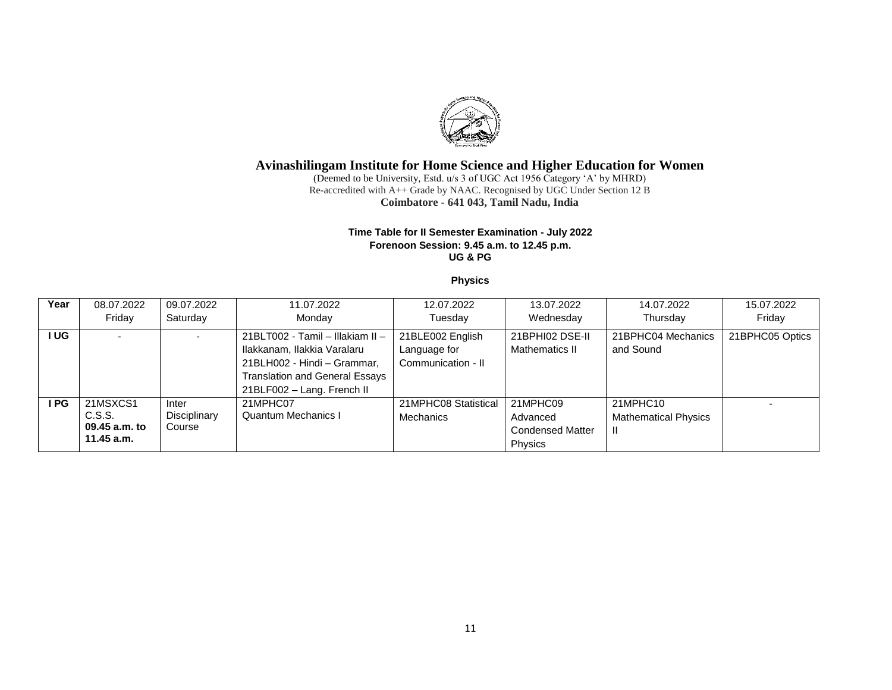# Avinashilingam Institute for Home Science and Higher Education for Women

(Deemed to be University, Estd. u/s 3 of UGC Act 1956 Category 'A' by MHRD)
Re-accredited with A++ Grade by NAAC. Recognised by UGC Under Section 12 B
**Coimbatore - 641 043, Tamil Nadu, India**

**Time Table for II Semester Examination - July 2022**
**Forenoon Session: 9.45 a.m. to 12.45 p.m.**
**UG & PG**

**Physics**

| Year | 08.07.2022 Friday | 09.07.2022 Saturday | 11.07.2022 Monday | 12.07.2022 Tuesday | 13.07.2022 Wednesday | 14.07.2022 Thursday | 15.07.2022 Friday |
|---|---|---|---|---|---|---|---|
| **I UG** | - | - | 21BLT002 - Tamil – Illakiam II – Ilakkanam, Ilakkia Varalaru<br>21BLH002 - Hindi – Grammar, Translation and General Essays<br>21BLF002 – Lang. French II | 21BLE002 English Language for Communication - II | 21BPHI02 DSE-II Mathematics II | 21BPHC04 Mechanics and Sound | 21BPHC05 Optics |
| **I PG** | 21MSXCS1 C.S.S. **09.45 a.m. to 11.45 a.m.** | Inter Disciplinary Course | 21MPHC07 Quantum Mechanics I | 21MPHC08 Statistical Mechanics | 21MPHC09 Advanced Condensed Matter Physics | 21MPHC10 Mathematical Physics II | - |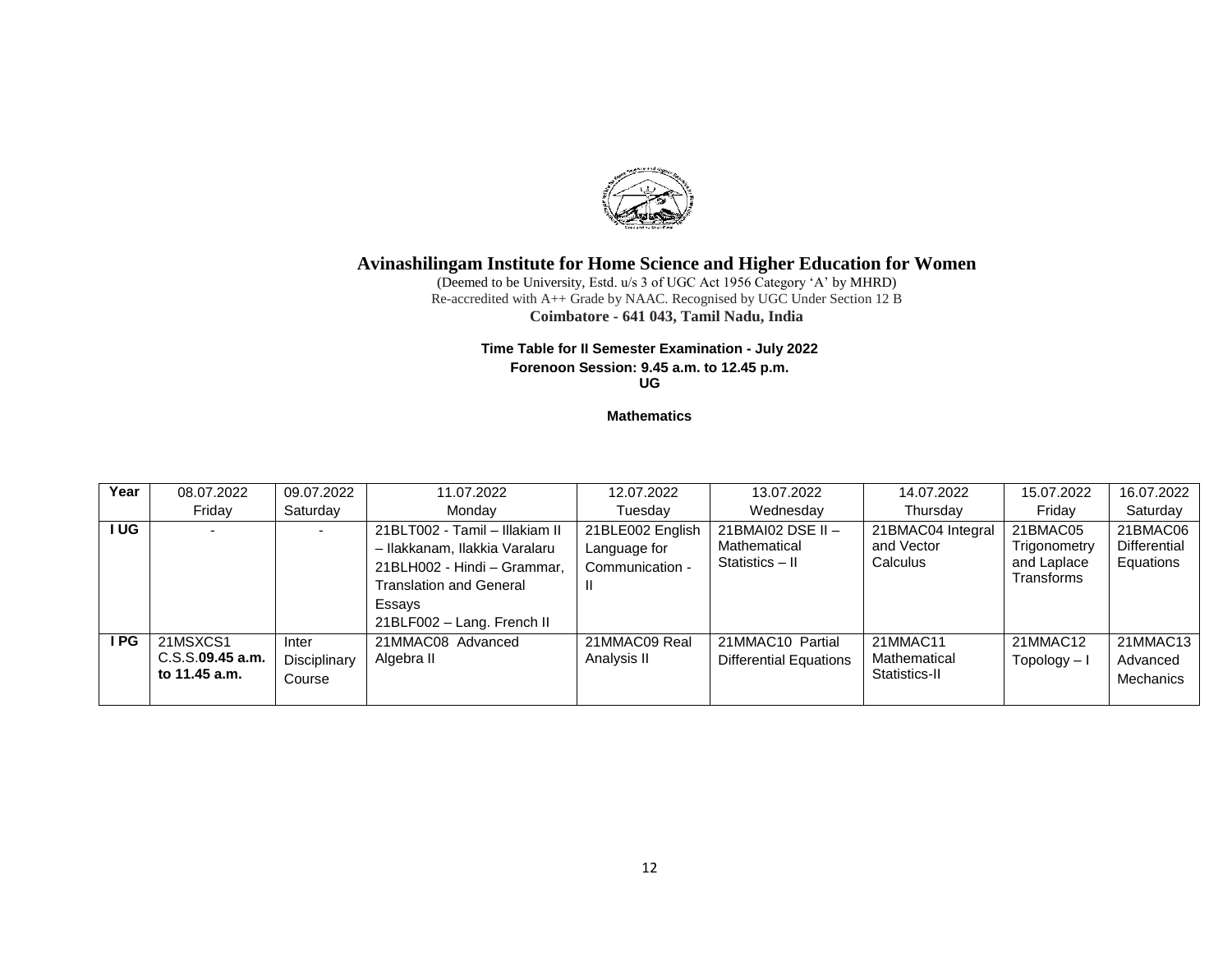# Avinashilingam Institute for Home Science and Higher Education for Women

(Deemed to be University, Estd. u/s 3 of UGC Act 1956 Category 'A' by MHRD)
Re-accredited with A++ Grade by NAAC. Recognised by UGC Under Section 12 B
**Coimbatore - 641 043, Tamil Nadu, India**

**Time Table for II Semester Examination - July 2022**
**Forenoon Session: 9.45 a.m. to 12.45 p.m.**
**UG**

**Mathematics**

| Year | 08.07.2022 Friday | 09.07.2022 Saturday | 11.07.2022 Monday | 12.07.2022 Tuesday | 13.07.2022 Wednesday | 14.07.2022 Thursday | 15.07.2022 Friday | 16.07.2022 Saturday |
|---|---|---|---|---|---|---|---|---|
| **I UG** | - | - | 21BLT002 - Tamil – Illakiam II – Ilakkanam, Ilakkia Varalaru<br>21BLH002 - Hindi – Grammar, Translation and General Essays<br>21BLF002 – Lang. French II | 21BLE002 English Language for Communication - II | 21BMAI02 DSE II – Mathematical Statistics – II | 21BMAC04 Integral and Vector Calculus | 21BMAC05 Trigonometry and Laplace Transforms | 21BMAC06 Differential Equations |
| **I PG** | 21MSXCS1 C.S.S.**09.45 a.m. to 11.45 a.m.** | Inter Disciplinary Course | 21MMAC08 Advanced Algebra II | 21MMAC09 Real Analysis II | 21MMAC10 Partial Differential Equations | 21MMAC11 Mathematical Statistics-II | 21MMAC12 Topology – I | 21MMAC13 Advanced Mechanics |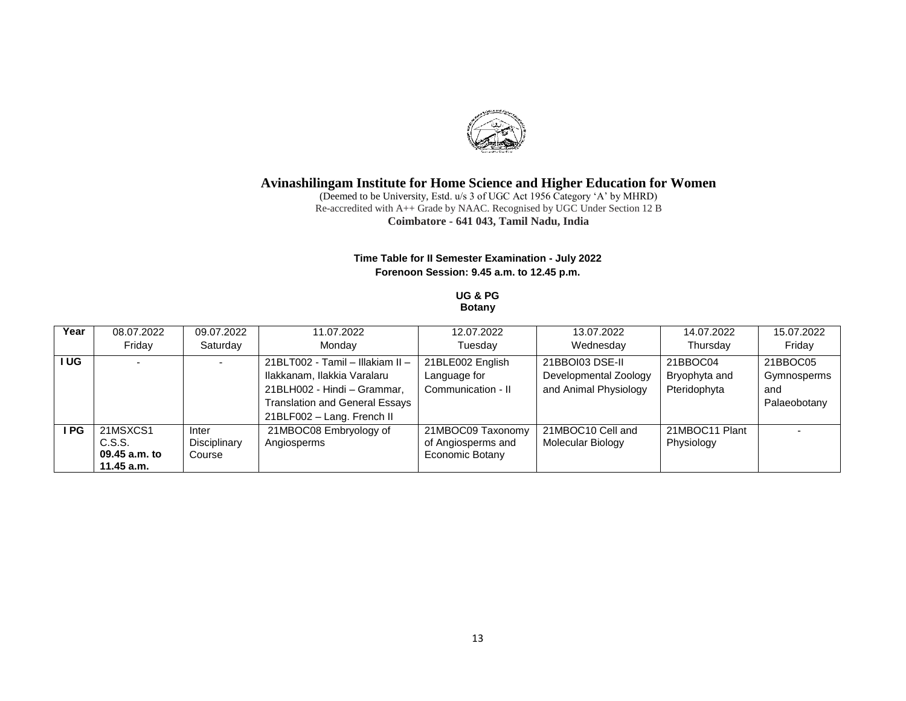# Avinashilingam Institute for Home Science and Higher Education for Women

(Deemed to be University, Estd. u/s 3 of UGC Act 1956 Category 'A' by MHRD)
Re-accredited with A++ Grade by NAAC. Recognised by UGC Under Section 12 B
**Coimbatore - 641 043, Tamil Nadu, India**

**Time Table for II Semester Examination - July 2022**
**Forenoon Session: 9.45 a.m. to 12.45 p.m.**

**UG & PG**
**Botany**

| Year | 08.07.2022 Friday | 09.07.2022 Saturday | 11.07.2022 Monday | 12.07.2022 Tuesday | 13.07.2022 Wednesday | 14.07.2022 Thursday | 15.07.2022 Friday |
|---|---|---|---|---|---|---|---|
| **I UG** | - | - | 21BLT002 - Tamil – Illakiam II – Ilakkanam, Ilakkia Varalaru<br>21BLH002 - Hindi – Grammar, Translation and General Essays<br>21BLF002 – Lang. French II | 21BLE002 English Language for Communication - II | 21BBOI03 DSE-II Developmental Zoology and Animal Physiology | 21BBOC04 Bryophyta and Pteridophyta | 21BBOC05 Gymnosperms and Palaeobotany |
| **I PG** | 21MSXCS1 C.S.S. **09.45 a.m. to 11.45 a.m.** | Inter Disciplinary Course | 21MBOC08 Embryology of Angiosperms | 21MBOC09 Taxonomy of Angiosperms and Economic Botany | 21MBOC10 Cell and Molecular Biology | 21MBOC11 Plant Physiology | - |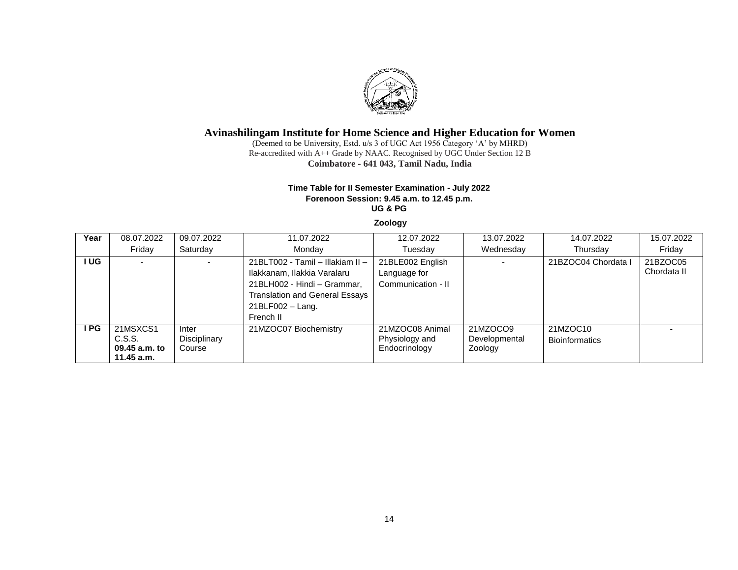# Avinashilingam Institute for Home Science and Higher Education for Women

(Deemed to be University, Estd. u/s 3 of UGC Act 1956 Category 'A' by MHRD)
Re-accredited with A++ Grade by NAAC. Recognised by UGC Under Section 12 B
**Coimbatore - 641 043, Tamil Nadu, India**

**Time Table for II Semester Examination - July 2022**
**Forenoon Session: 9.45 a.m. to 12.45 p.m.**
**UG & PG**

**Zoology**

| Year | 08.07.2022 Friday | 09.07.2022 Saturday | 11.07.2022 Monday | 12.07.2022 Tuesday | 13.07.2022 Wednesday | 14.07.2022 Thursday | 15.07.2022 Friday |
|---|---|---|---|---|---|---|---|
| **I UG** | - | - | 21BLT002 - Tamil – Illakiam II – Ilakkanam, Ilakkia Varalaru<br>21BLH002 - Hindi – Grammar, Translation and General Essays<br>21BLF002 – Lang. French II | 21BLE002 English Language for Communication - II | - | 21BZOC04 Chordata I | 21BZOC05 Chordata II |
| **I PG** | 21MSXCS1 C.S.S. **09.45 a.m. to 11.45 a.m.** | Inter Disciplinary Course | 21MZOC07 Biochemistry | 21MZOC08 Animal Physiology and Endocrinology | 21MZOCO9 Developmental Zoology | 21MZOC10 Bioinformatics | - |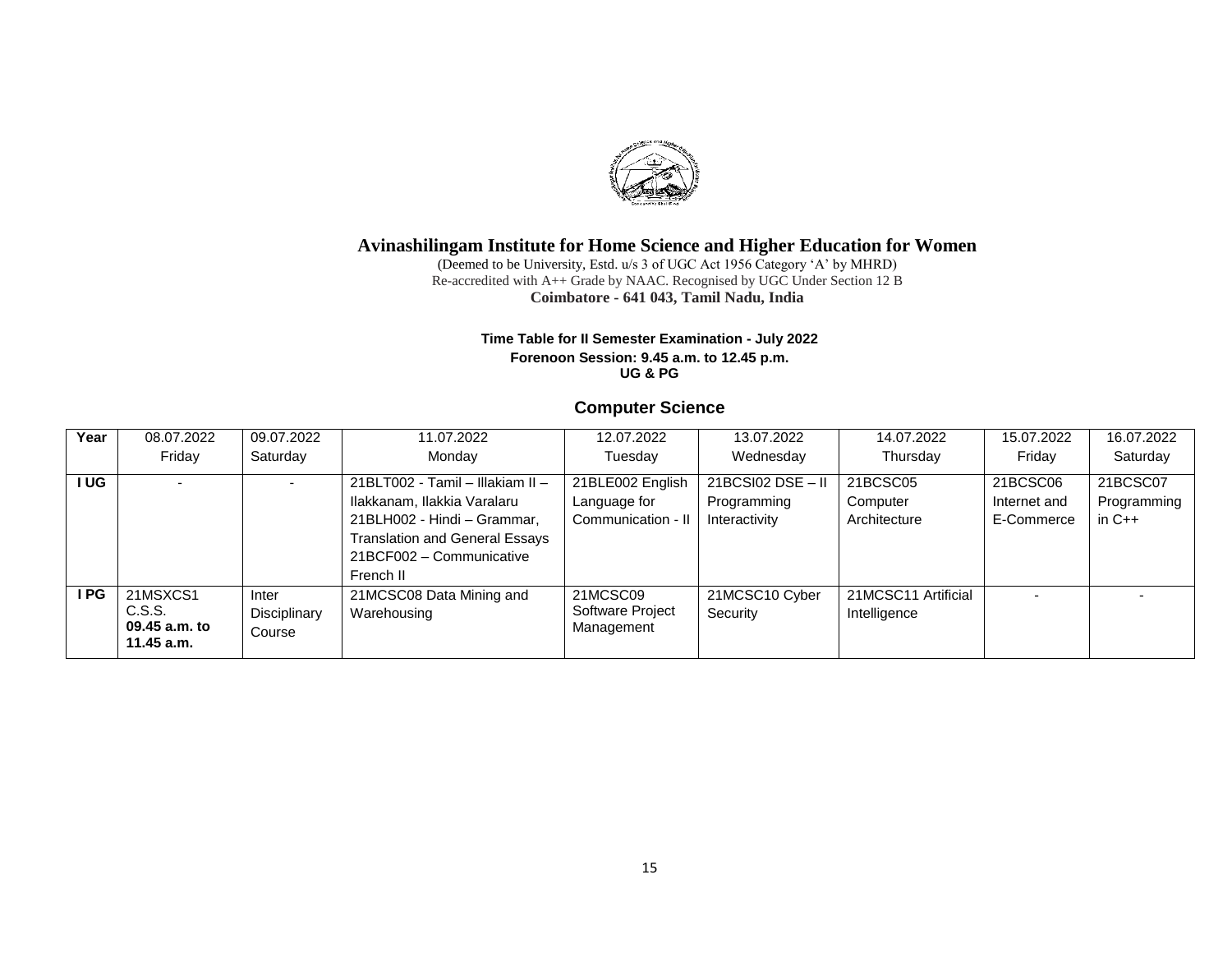# Avinashilingam Institute for Home Science and Higher Education for Women

(Deemed to be University, Estd. u/s 3 of UGC Act 1956 Category 'A' by MHRD)
Re-accredited with A++ Grade by NAAC. Recognised by UGC Under Section 12 B
**Coimbatore - 641 043, Tamil Nadu, India**

**Time Table for II Semester Examination - July 2022**
**Forenoon Session: 9.45 a.m. to 12.45 p.m.**
**UG & PG**

## Computer Science

| Year | 08.07.2022 Friday | 09.07.2022 Saturday | 11.07.2022 Monday | 12.07.2022 Tuesday | 13.07.2022 Wednesday | 14.07.2022 Thursday | 15.07.2022 Friday | 16.07.2022 Saturday |
|---|---|---|---|---|---|---|---|---|
| **I UG** | - | - | 21BLT002 - Tamil – Illakiam II – Ilakkanam, Ilakkia Varalaru<br>21BLH002 - Hindi – Grammar, Translation and General Essays<br>21BCF002 – Communicative French II | 21BLE002 English Language for Communication - II | 21BCSI02 DSE – II Programming Interactivity | 21BCSC05 Computer Architecture | 21BCSC06 Internet and E-Commerce | 21BCSC07 Programming in C++ |
| **I PG** | 21MSXCS1 C.S.S. **09.45 a.m. to 11.45 a.m.** | Inter Disciplinary Course | 21MCSC08 Data Mining and Warehousing | 21MCSC09 Software Project Management | 21MCSC10 Cyber Security | 21MCSC11 Artificial Intelligence | - | - |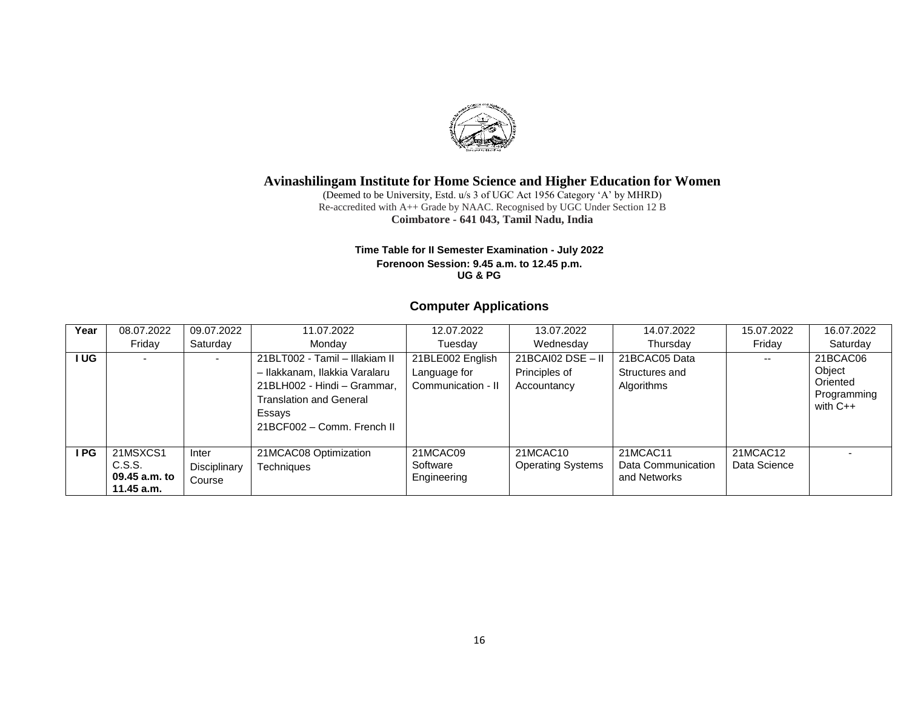# Avinashilingam Institute for Home Science and Higher Education for Women

(Deemed to be University, Estd. u/s 3 of UGC Act 1956 Category 'A' by MHRD)
Re-accredited with A++ Grade by NAAC. Recognised by UGC Under Section 12 B
**Coimbatore - 641 043, Tamil Nadu, India**

**Time Table for II Semester Examination - July 2022**
**Forenoon Session: 9.45 a.m. to 12.45 p.m.**
**UG & PG**

## Computer Applications

| Year | 08.07.2022 Friday | 09.07.2022 Saturday | 11.07.2022 Monday | 12.07.2022 Tuesday | 13.07.2022 Wednesday | 14.07.2022 Thursday | 15.07.2022 Friday | 16.07.2022 Saturday |
|---|---|---|---|---|---|---|---|---|
| **I UG** | - | - | 21BLT002 - Tamil – Illakiam II – Ilakkanam, Ilakkia Varalaru<br>21BLH002 - Hindi – Grammar, Translation and General Essays<br>21BCF002 – Comm. French II | 21BLE002 English Language for Communication - II | 21BCAI02 DSE – II Principles of Accountancy | 21BCAC05 Data Structures and Algorithms | -- | 21BCAC06 Object Oriented Programming with C++ |
| **I PG** | 21MSXCS1 C.S.S. **09.45 a.m. to 11.45 a.m.** | Inter Disciplinary Course | 21MCAC08 Optimization Techniques | 21MCAC09 Software Engineering | 21MCAC10 Operating Systems | 21MCAC11 Data Communication and Networks | 21MCAC12 Data Science | - |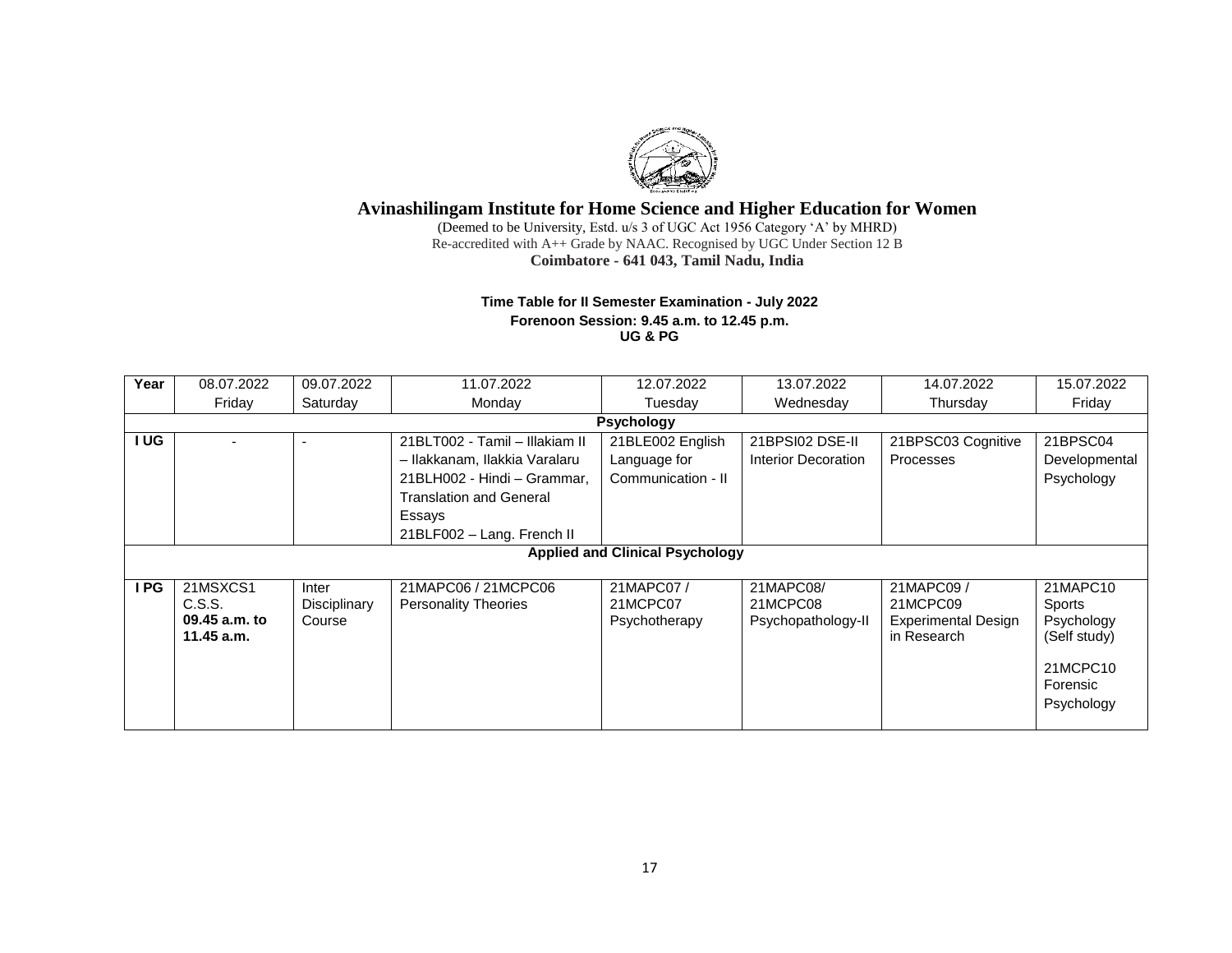# Avinashilingam Institute for Home Science and Higher Education for Women

(Deemed to be University, Estd. u/s 3 of UGC Act 1956 Category 'A' by MHRD)
Re-accredited with A++ Grade by NAAC. Recognised by UGC Under Section 12 B
**Coimbatore - 641 043, Tamil Nadu, India**

**Time Table for II Semester Examination - July 2022**
**Forenoon Session: 9.45 a.m. to 12.45 p.m.**
**UG & PG**

| Year | 08.07.2022 Friday | 09.07.2022 Saturday | 11.07.2022 Monday | 12.07.2022 Tuesday | 13.07.2022 Wednesday | 14.07.2022 Thursday | 15.07.2022 Friday |
|---|---|---|---|---|---|---|---|
| **Psychology** | | | | | | | |
| **I UG** | - | - | 21BLT002 - Tamil – Illakiam II – Ilakkanam, Ilakkia Varalaru<br>21BLH002 - Hindi – Grammar, Translation and General Essays<br>21BLF002 – Lang. French II | 21BLE002 English Language for Communication - II | 21BPSI02 DSE-II Interior Decoration | 21BPSC03 Cognitive Processes | 21BPSC04 Developmental Psychology |
| **Applied and Clinical Psychology** | | | | | | | |
| **I PG** | 21MSXCS1 C.S.S.<br>**09.45 a.m. to 11.45 a.m.** | Inter Disciplinary Course | 21MAPC06 / 21MCPC06 Personality Theories | 21MAPC07 / 21MCPC07 Psychotherapy | 21MAPC08/ 21MCPC08 Psychopathology-II | 21MAPC09 / 21MCPC09 Experimental Design in Research | 21MAPC10 Sports Psychology (Self study)<br><br>21MCPC10 Forensic Psychology |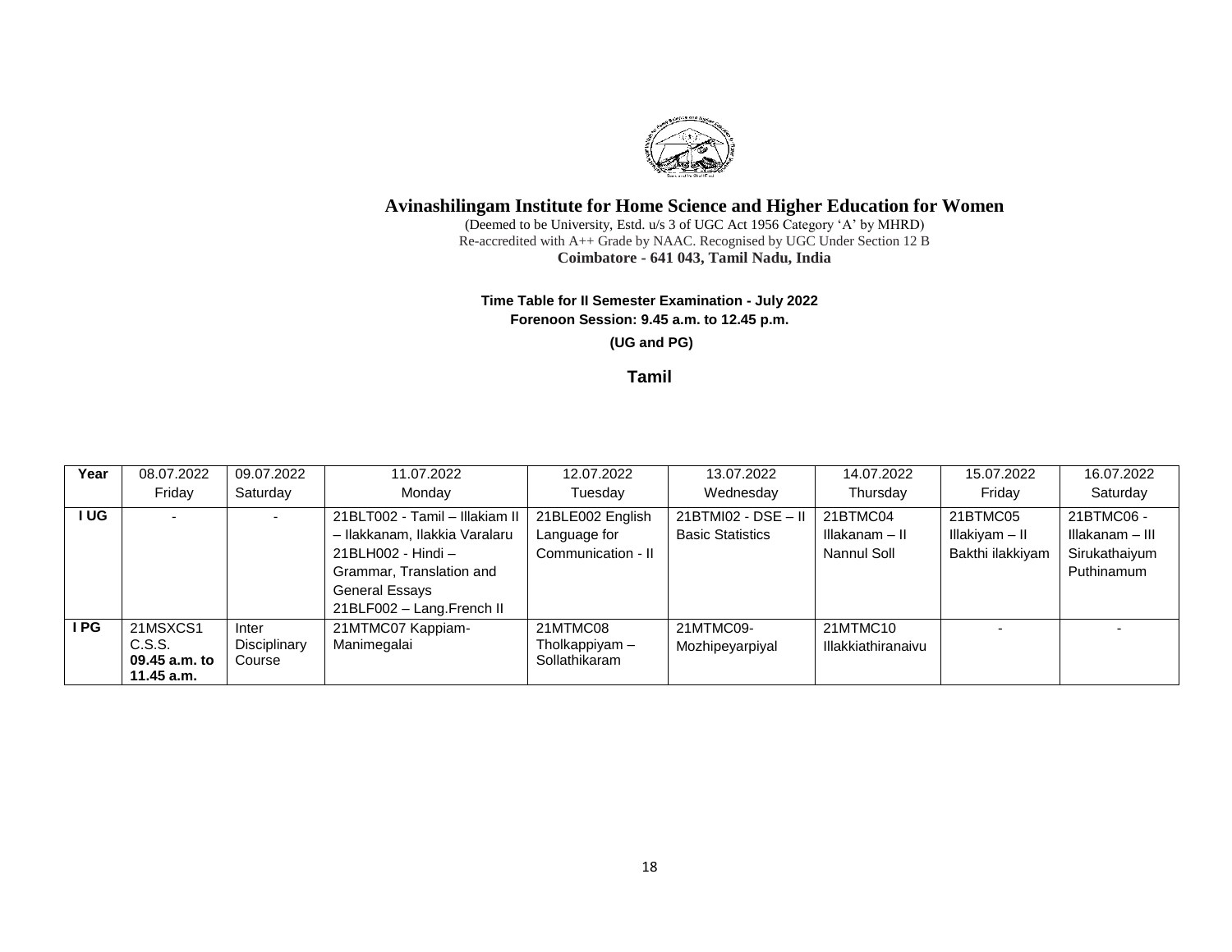# Avinashilingam Institute for Home Science and Higher Education for Women

(Deemed to be University, Estd. u/s 3 of UGC Act 1956 Category 'A' by MHRD)
Re-accredited with A++ Grade by NAAC. Recognised by UGC Under Section 12 B
**Coimbatore - 641 043, Tamil Nadu, India**

**Time Table for II Semester Examination - July 2022**
**Forenoon Session: 9.45 a.m. to 12.45 p.m.**
**(UG and PG)**

## Tamil

| Year | 08.07.2022 Friday | 09.07.2022 Saturday | 11.07.2022 Monday | 12.07.2022 Tuesday | 13.07.2022 Wednesday | 14.07.2022 Thursday | 15.07.2022 Friday | 16.07.2022 Saturday |
|---|---|---|---|---|---|---|---|---|
| **I UG** | - | - | 21BLT002 - Tamil – Illakiam II – Ilakkanam, Ilakkia Varalaru<br>21BLH002 - Hindi – Grammar, Translation and General Essays<br>21BLF002 – Lang.French II | 21BLE002 English Language for Communication - II | 21BTMI02 - DSE – II Basic Statistics | 21BTMC04 Illakanam – II Nannul Soll | 21BTMC05 Illakiyam – II Bakthi ilakkiyam | 21BTMC06 - Illakanam – III Sirukathaiyum Puthinamum |
| **I PG** | 21MSXCS1 C.S.S. **09.45 a.m. to 11.45 a.m.** | Inter Disciplinary Course | 21MTMC07 Kappiam-Manimegalai | 21MTMC08 Tholkappiyam – Sollathikaram | 21MTMC09- Mozhipeyarpiyal | 21MTMC10 Illakkiathiranaivu | - | - |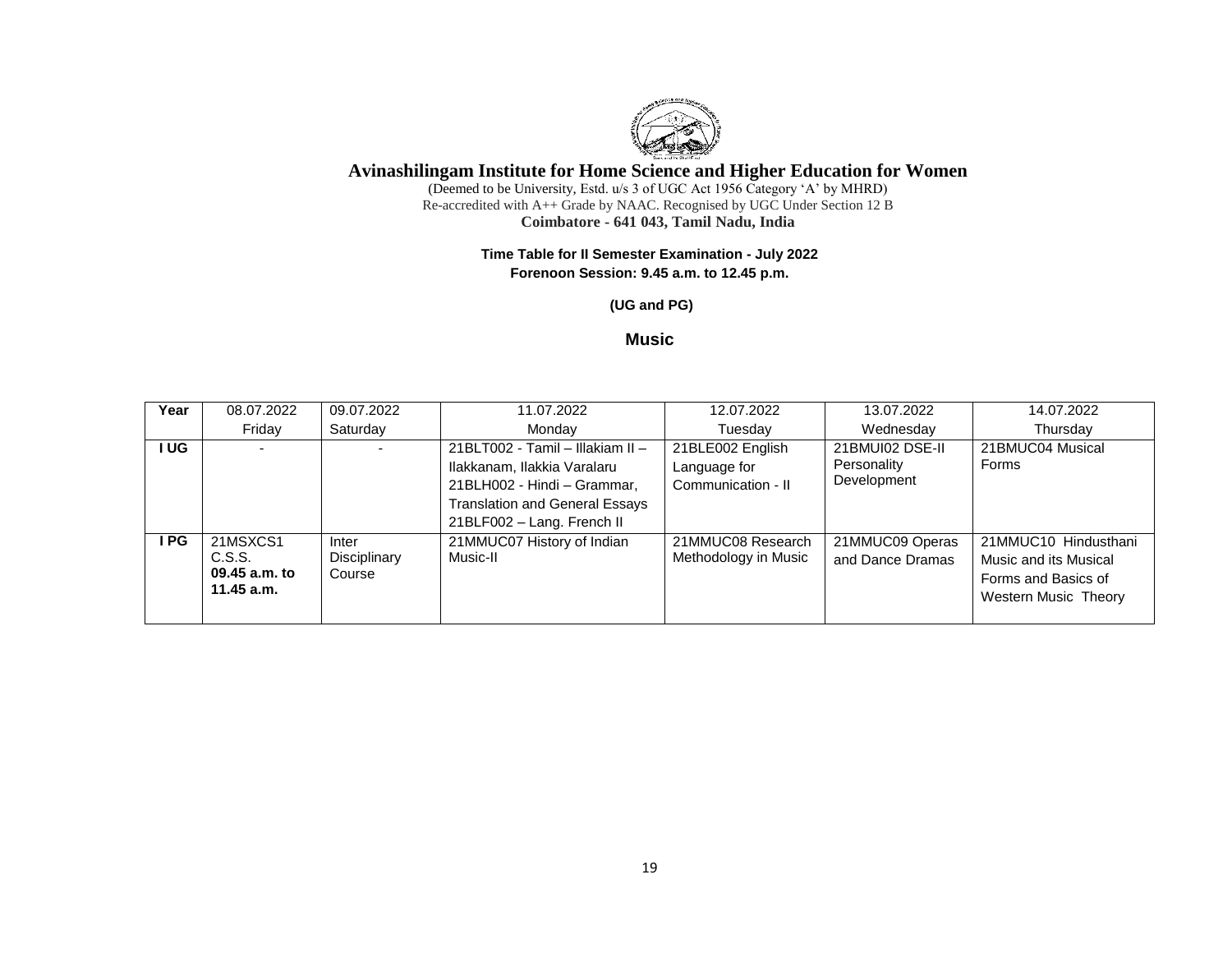# Avinashilingam Institute for Home Science and Higher Education for Women

(Deemed to be University, Estd. u/s 3 of UGC Act 1956 Category 'A' by MHRD)
Re-accredited with A++ Grade by NAAC. Recognised by UGC Under Section 12 B
**Coimbatore - 641 043, Tamil Nadu, India**

**Time Table for II Semester Examination - July 2022**
**Forenoon Session: 9.45 a.m. to 12.45 p.m.**

**(UG and PG)**

## Music

| Year | 08.07.2022 Friday | 09.07.2022 Saturday | 11.07.2022 Monday | 12.07.2022 Tuesday | 13.07.2022 Wednesday | 14.07.2022 Thursday |
|---|---|---|---|---|---|---|
| **I UG** | - | - | 21BLT002 - Tamil – Illakiam II – Ilakkanam, Ilakkia Varalaru<br>21BLH002 - Hindi – Grammar, Translation and General Essays<br>21BLF002 – Lang. French II | 21BLE002 English Language for Communication - II | 21BMUI02 DSE-II Personality Development | 21BMUC04 Musical Forms |
| **I PG** | 21MSXCS1 C.S.S. **09.45 a.m. to 11.45 a.m.** | Inter Disciplinary Course | 21MMUC07 History of Indian Music-II | 21MMUC08 Research Methodology in Music | 21MMUC09 Operas and Dance Dramas | 21MMUC10 Hindusthani Music and its Musical Forms and Basics of Western Music Theory |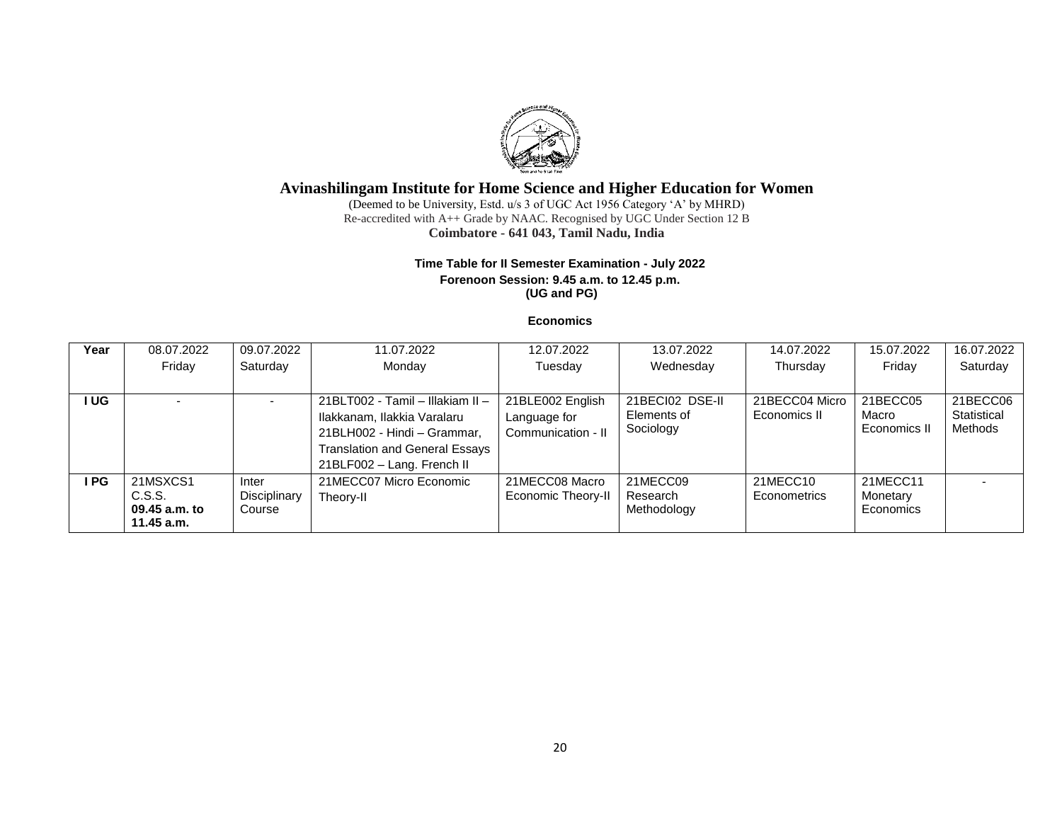# Avinashilingam Institute for Home Science and Higher Education for Women

(Deemed to be University, Estd. u/s 3 of UGC Act 1956 Category 'A' by MHRD)
Re-accredited with A++ Grade by NAAC. Recognised by UGC Under Section 12 B
**Coimbatore - 641 043, Tamil Nadu, India**

**Time Table for II Semester Examination - July 2022**
**Forenoon Session: 9.45 a.m. to 12.45 p.m.**
**(UG and PG)**

**Economics**

| Year | 08.07.2022 Friday | 09.07.2022 Saturday | 11.07.2022 Monday | 12.07.2022 Tuesday | 13.07.2022 Wednesday | 14.07.2022 Thursday | 15.07.2022 Friday | 16.07.2022 Saturday |
|---|---|---|---|---|---|---|---|---|
| **I UG** | - | - | 21BLT002 - Tamil – Illakiam II – Ilakkanam, Ilakkia Varalaru 21BLH002 - Hindi – Grammar, Translation and General Essays 21BLF002 – Lang. French II | 21BLE002 English Language for Communication - II | 21BECI02 DSE-II Elements of Sociology | 21BECC04 Micro Economics II | 21BECC05 Macro Economics II | 21BECC06 Statistical Methods |
| **I PG** | 21MSXCS1 C.S.S. **09.45 a.m. to 11.45 a.m.** | Inter Disciplinary Course | 21MECC07 Micro Economic Theory-II | 21MECC08 Macro Economic Theory-II | 21MECC09 Research Methodology | 21MECC10 Econometrics | 21MECC11 Monetary Economics | - |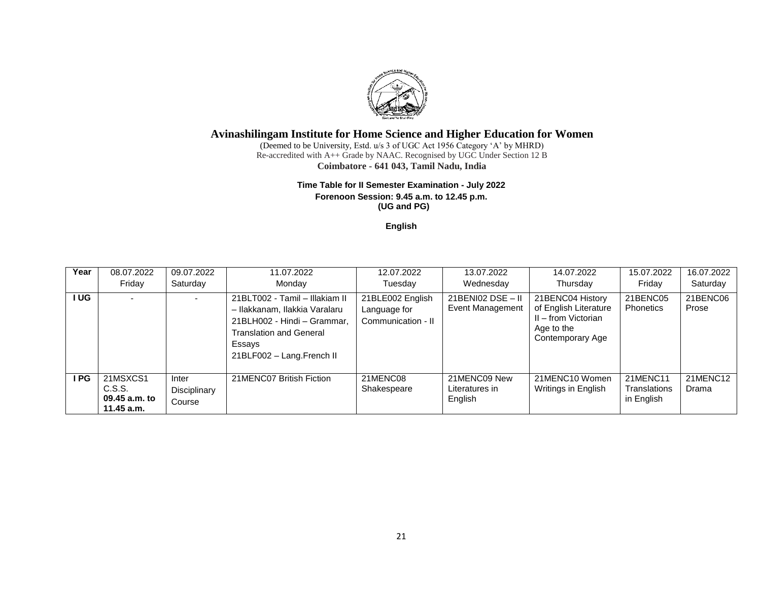# Avinashilingam Institute for Home Science and Higher Education for Women

(Deemed to be University, Estd. u/s 3 of UGC Act 1956 Category 'A' by MHRD)
Re-accredited with A++ Grade by NAAC. Recognised by UGC Under Section 12 B
**Coimbatore - 641 043, Tamil Nadu, India**

**Time Table for II Semester Examination - July 2022**
**Forenoon Session: 9.45 a.m. to 12.45 p.m.**
**(UG and PG)**

**English**

| Year | 08.07.2022 Friday | 09.07.2022 Saturday | 11.07.2022 Monday | 12.07.2022 Tuesday | 13.07.2022 Wednesday | 14.07.2022 Thursday | 15.07.2022 Friday | 16.07.2022 Saturday |
|---|---|---|---|---|---|---|---|---|
| **I UG** | - | - | 21BLT002 - Tamil – Illakiam II – Ilakkanam, Ilakkia Varalaru<br>21BLH002 - Hindi – Grammar, Translation and General Essays<br>21BLF002 – Lang.French II | 21BLE002 English Language for Communication - II | 21BENI02 DSE – II Event Management | 21BENC04 History of English Literature II – from Victorian Age to the Contemporary Age | 21BENC05 Phonetics | 21BENC06 Prose |
| **I PG** | 21MSXCS1 C.S.S. **09.45 a.m. to 11.45 a.m.** | Inter Disciplinary Course | 21MENC07 British Fiction | 21MENC08 Shakespeare | 21MENC09 New Literatures in English | 21MENC10 Women Writings in English | 21MENC11 Translations in English | 21MENC12 Drama |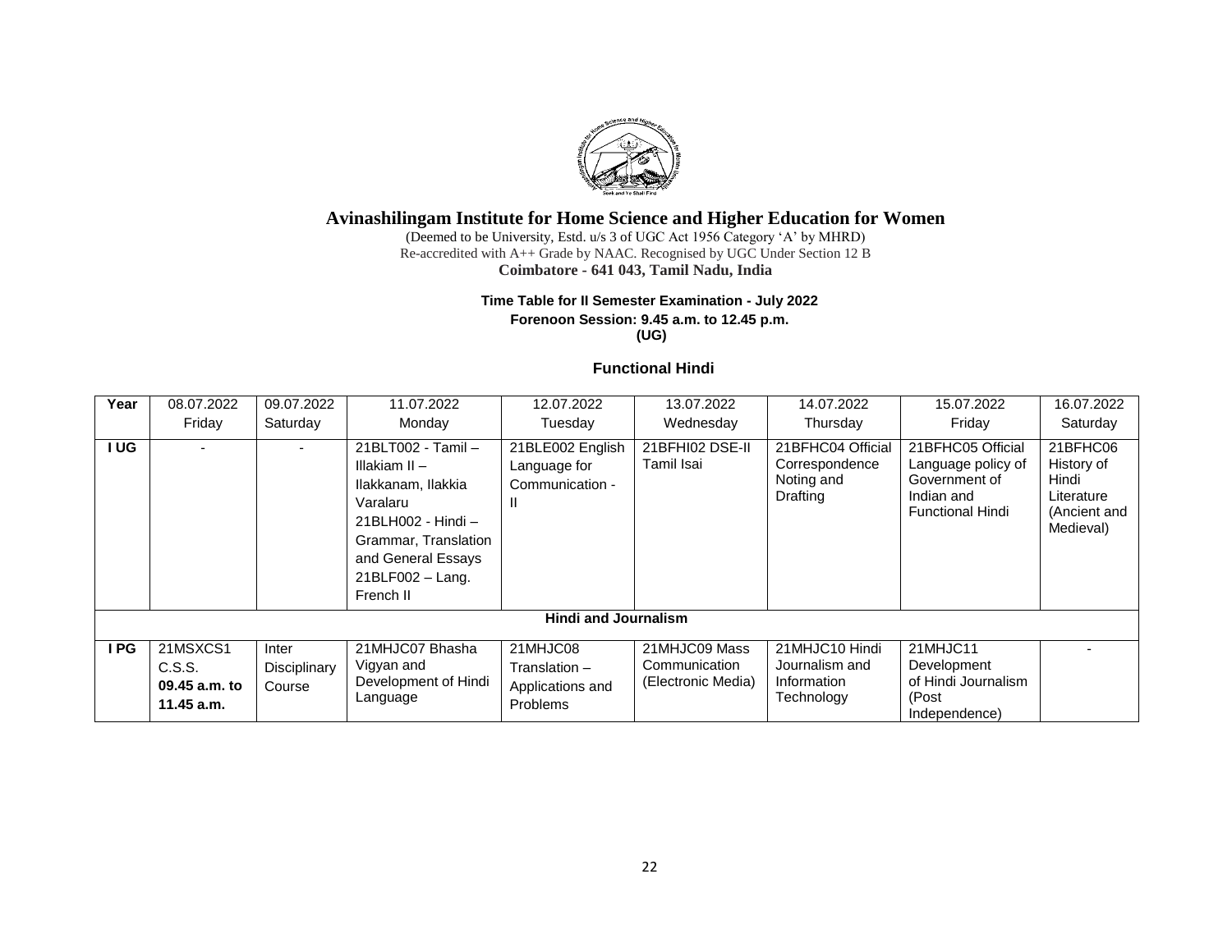# Avinashilingam Institute for Home Science and Higher Education for Women

(Deemed to be University, Estd. u/s 3 of UGC Act 1956 Category 'A' by MHRD)
Re-accredited with A++ Grade by NAAC. Recognised by UGC Under Section 12 B
**Coimbatore - 641 043, Tamil Nadu, India**

**Time Table for II Semester Examination - July 2022**
**Forenoon Session: 9.45 a.m. to 12.45 p.m.**
**(UG)**

**Functional Hindi**

| Year | 08.07.2022 Friday | 09.07.2022 Saturday | 11.07.2022 Monday | 12.07.2022 Tuesday | 13.07.2022 Wednesday | 14.07.2022 Thursday | 15.07.2022 Friday | 16.07.2022 Saturday |
|---|---|---|---|---|---|---|---|---|
| I UG | - | - | 21BLT002 - Tamil – Illakiam II – Ilakkanam, Ilakkia Varalaru<br>21BLH002 - Hindi – Grammar, Translation and General Essays<br>21BLF002 – Lang. French II | 21BLE002 English Language for Communication - II | 21BFHI02 DSE-II Tamil Isai | 21BFHC04 Official Correspondence Noting and Drafting | 21BFHC05 Official Language policy of Government of Indian and Functional Hindi | 21BFHC06 History of Hindi Literature (Ancient and Medieval) |
| **Hindi and Journalism** | | | | | | | | |
| I PG | 21MSXCS1 C.S.S. **09.45 a.m. to 11.45 a.m.** | Inter Disciplinary Course | 21MHJC07 Bhasha Vigyan and Development of Hindi Language | 21MHJC08 Translation – Applications and Problems | 21MHJC09 Mass Communication (Electronic Media) | 21MHJC10 Hindi Journalism and Information Technology | 21MHJC11 Development of Hindi Journalism (Post Independence) | - |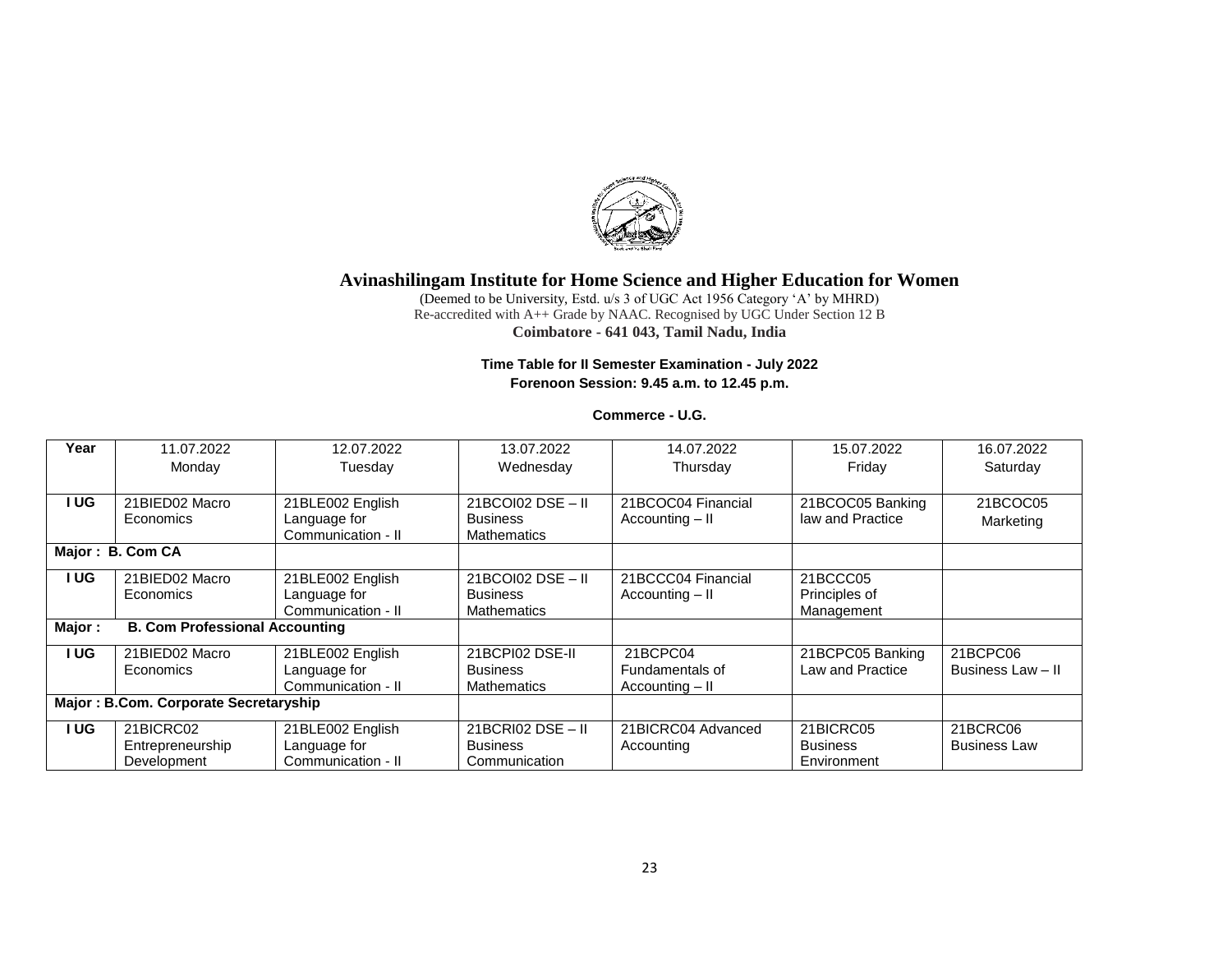# Avinashilingam Institute for Home Science and Higher Education for Women

(Deemed to be University, Estd. u/s 3 of UGC Act 1956 Category 'A' by MHRD)
Re-accredited with A++ Grade by NAAC. Recognised by UGC Under Section 12 B
**Coimbatore - 641 043, Tamil Nadu, India**

**Time Table for II Semester Examination - July 2022**
**Forenoon Session: 9.45 a.m. to 12.45 p.m.**

**Commerce - U.G.**

| Year | 11.07.2022 Monday | 12.07.2022 Tuesday | 13.07.2022 Wednesday | 14.07.2022 Thursday | 15.07.2022 Friday | 16.07.2022 Saturday |
|---|---|---|---|---|---|---|
| **I UG** | 21BIED02 Macro Economics | 21BLE002 English Language for Communication - II | 21BCOI02 DSE – II Business Mathematics | 21BCOC04 Financial Accounting – II | 21BCOC05 Banking law and Practice | 21BCOC05 Marketing |
| **Major : B. Com CA** | | | | | | |
| **I UG** | 21BIED02 Macro Economics | 21BLE002 English Language for Communication - II | 21BCOI02 DSE – II Business Mathematics | 21BCCC04 Financial Accounting – II | 21BCCC05 Principles of Management | |
| **Major : B. Com Professional Accounting** | | | | | | |
| **I UG** | 21BIED02 Macro Economics | 21BLE002 English Language for Communication - II | 21BCPI02 DSE-II Business Mathematics | 21BCPC04 Fundamentals of Accounting – II | 21BCPC05 Banking Law and Practice | 21BCPC06 Business Law – II |
| **Major : B.Com. Corporate Secretaryship** | | | | | | |
| **I UG** | 21BICRC02 Entrepreneurship Development | 21BLE002 English Language for Communication - II | 21BCRI02 DSE – II Business Communication | 21BICRC04 Advanced Accounting | 21BICRC05 Business Environment | 21BCRC06 Business Law |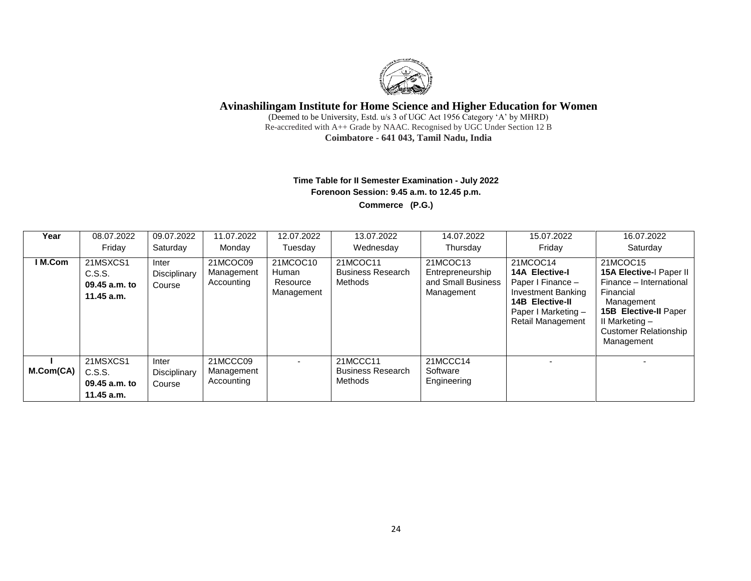# Avinashilingam Institute for Home Science and Higher Education for Women

(Deemed to be University, Estd. u/s 3 of UGC Act 1956 Category 'A' by MHRD)
Re-accredited with A++ Grade by NAAC. Recognised by UGC Under Section 12 B
**Coimbatore - 641 043, Tamil Nadu, India**

**Time Table for II Semester Examination - July 2022**
**Forenoon Session: 9.45 a.m. to 12.45 p.m.**
**Commerce (P.G.)**

| Year | 08.07.2022 Friday | 09.07.2022 Saturday | 11.07.2022 Monday | 12.07.2022 Tuesday | 13.07.2022 Wednesday | 14.07.2022 Thursday | 15.07.2022 Friday | 16.07.2022 Saturday |
|---|---|---|---|---|---|---|---|---|
| **I M.Com** | 21MSXCS1 C.S.S. **09.45 a.m. to 11.45 a.m.** | Inter Disciplinary Course | 21MCOC09 Management Accounting | 21MCOC10 Human Resource Management | 21MCOC11 Business Research Methods | 21MCOC13 Entrepreneurship and Small Business Management | 21MCOC14 **14A Elective-I** Paper I Finance – Investment Banking **14B Elective-II** Paper I Marketing – Retail Management | 21MCOC15 **15A Elective-**I Paper II Finance – International Financial Management **15B Elective-II** Paper II Marketing – Customer Relationship Management |
| **I M.Com(CA)** | 21MSXCS1 C.S.S. **09.45 a.m. to 11.45 a.m.** | Inter Disciplinary Course | 21MCCC09 Management Accounting | - | 21MCCC11 Business Research Methods | 21MCCC14 Software Engineering | - | - |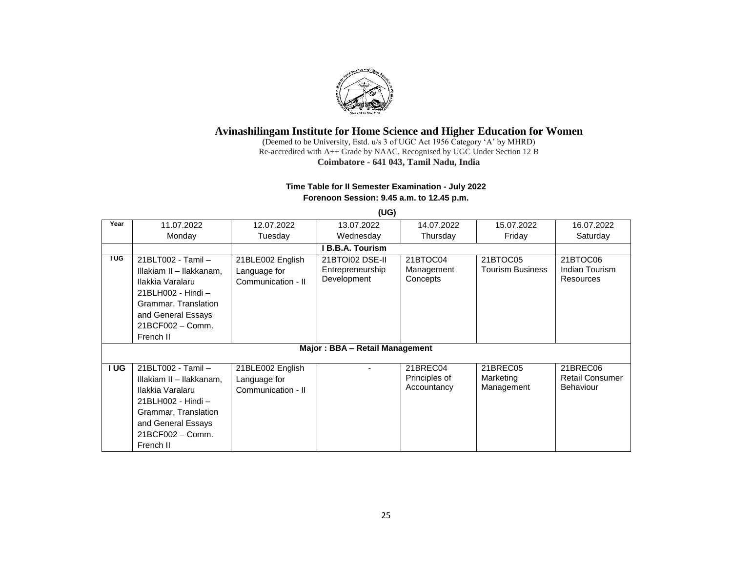# Avinashilingam Institute for Home Science and Higher Education for Women

(Deemed to be University, Estd. u/s 3 of UGC Act 1956 Category 'A' by MHRD)

Re-accredited with A++ Grade by NAAC. Recognised by UGC Under Section 12 B

**Coimbatore - 641 043, Tamil Nadu, India**

**Time Table for II Semester Examination - July 2022**

**Forenoon Session: 9.45 a.m. to 12.45 p.m.**

**(UG)**

| Year | 11.07.2022 Monday | 12.07.2022 Tuesday | 13.07.2022 Wednesday | 14.07.2022 Thursday | 15.07.2022 Friday | 16.07.2022 Saturday |
|---|---|---|---|---|---|---|
| | | | **I B.B.A. Tourism** | | | |
| **I UG** | 21BLT002 - Tamil – Illakiam II – Ilakkanam, Ilakkia Varalaru 21BLH002 - Hindi – Grammar, Translation and General Essays 21BCF002 – Comm. French II | 21BLE002 English Language for Communication - II | 21BTOI02 DSE-II Entrepreneurship Development | 21BTOC04 Management Concepts | 21BTOC05 Tourism Business | 21BTOC06 Indian Tourism Resources |
| | | | **Major : BBA – Retail Management** | | | |
| **I UG** | 21BLT002 - Tamil – Illakiam II – Ilakkanam, Ilakkia Varalaru 21BLH002 - Hindi – Grammar, Translation and General Essays 21BCF002 – Comm. French II | 21BLE002 English Language for Communication - II | - | 21BREC04 Principles of Accountancy | 21BREC05 Marketing Management | 21BREC06 Retail Consumer Behaviour |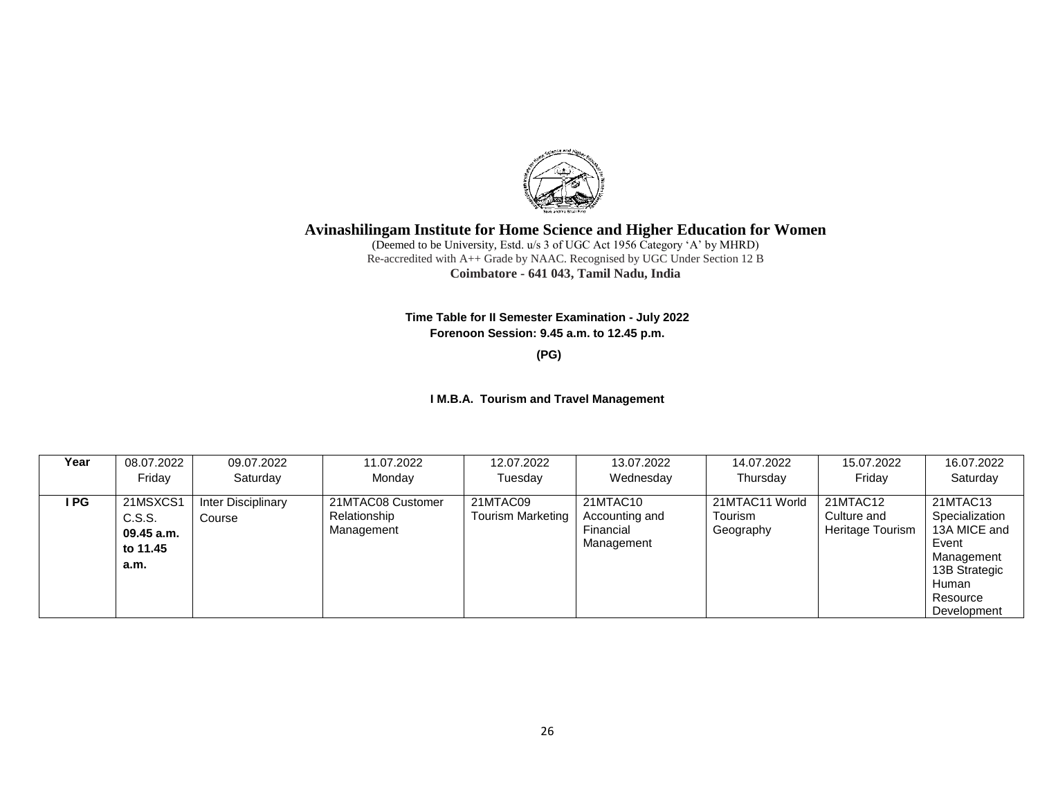# Avinashilingam Institute for Home Science and Higher Education for Women

(Deemed to be University, Estd. u/s 3 of UGC Act 1956 Category 'A' by MHRD)
Re-accredited with A++ Grade by NAAC. Recognised by UGC Under Section 12 B
**Coimbatore - 641 043, Tamil Nadu, India**

**Time Table for II Semester Examination - July 2022**
**Forenoon Session: 9.45 a.m. to 12.45 p.m.**

**(PG)**

**I M.B.A. Tourism and Travel Management**

| Year | 08.07.2022 Friday | 09.07.2022 Saturday | 11.07.2022 Monday | 12.07.2022 Tuesday | 13.07.2022 Wednesday | 14.07.2022 Thursday | 15.07.2022 Friday | 16.07.2022 Saturday |
|---|---|---|---|---|---|---|---|---|
| **I PG** | 21MSXCS1 C.S.S. **09.45 a.m. to 11.45 a.m.** | Inter Disciplinary Course | 21MTAC08 Customer Relationship Management | 21MTAC09 Tourism Marketing | 21MTAC10 Accounting and Financial Management | 21MTAC11 World Tourism Geography | 21MTAC12 Culture and Heritage Tourism | 21MTAC13 Specialization 13A MICE and Event Management 13B Strategic Human Resource Development |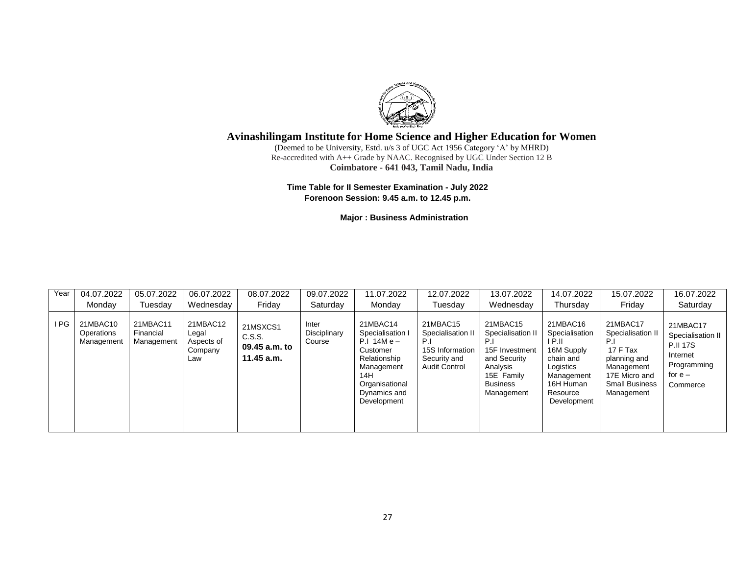# Avinashilingam Institute for Home Science and Higher Education for Women

(Deemed to be University, Estd. u/s 3 of UGC Act 1956 Category 'A' by MHRD)
Re-accredited with A++ Grade by NAAC. Recognised by UGC Under Section 12 B
**Coimbatore - 641 043, Tamil Nadu, India**

**Time Table for II Semester Examination - July 2022**
**Forenoon Session: 9.45 a.m. to 12.45 p.m.**

**Major : Business Administration**

| Year | 04.07.2022 Monday | 05.07.2022 Tuesday | 06.07.2022 Wednesday | 08.07.2022 Friday | 09.07.2022 Saturday | 11.07.2022 Monday | 12.07.2022 Tuesday | 13.07.2022 Wednesday | 14.07.2022 Thursday | 15.07.2022 Friday | 16.07.2022 Saturday |
|---|---|---|---|---|---|---|---|---|---|---|---|
| I PG | 21MBAC10 Operations Management | 21MBAC11 Financial Management | 21MBAC12 Legal Aspects of Company Law | 21MSXCS1 C.S.S. **09.45 a.m. to 11.45 a.m.** | Inter Disciplinary Course | 21MBAC14 Specialisation I P.I 14M e – Customer Relationship Management 14H Organisational Dynamics and Development | 21MBAC15 Specialisation II P.I 15S Information Security and Audit Control | 21MBAC15 Specialisation II P.I 15F Investment and Security Analysis 15E Family Business Management | 21MBAC16 Specialisation I P.II 16M Supply chain and Logistics Management 16H Human Resource Development | 21MBAC17 Specialisation II P.I 17 F Tax planning and Management 17E Micro and Small Business Management | 21MBAC17 Specialisation II P.II 17S Internet Programming for e – Commerce |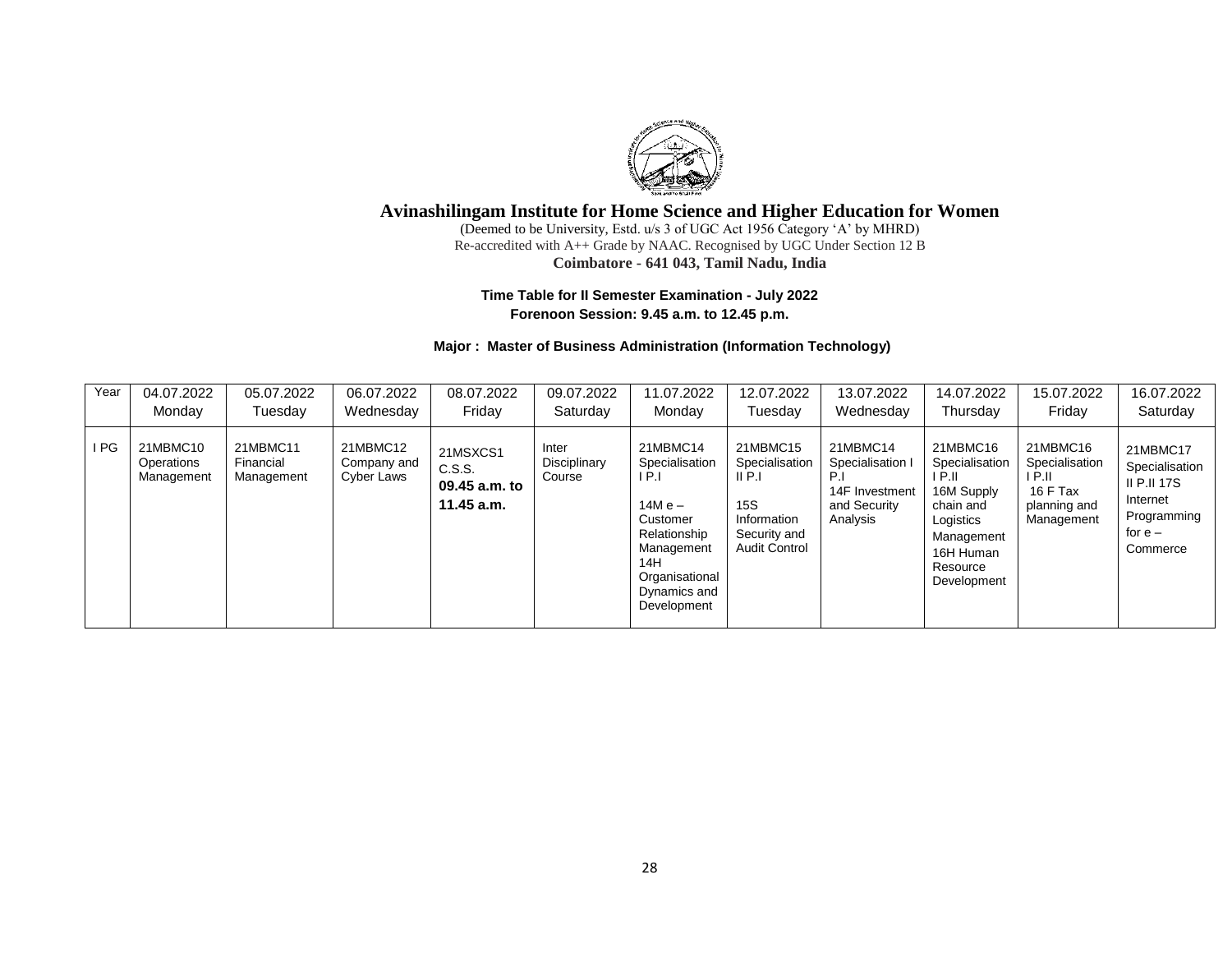# Avinashilingam Institute for Home Science and Higher Education for Women

(Deemed to be University, Estd. u/s 3 of UGC Act 1956 Category 'A' by MHRD)
Re-accredited with A++ Grade by NAAC. Recognised by UGC Under Section 12 B
**Coimbatore - 641 043, Tamil Nadu, India**

**Time Table for II Semester Examination - July 2022**
**Forenoon Session: 9.45 a.m. to 12.45 p.m.**

**Major : Master of Business Administration (Information Technology)**

| Year | 04.07.2022 Monday | 05.07.2022 Tuesday | 06.07.2022 Wednesday | 08.07.2022 Friday | 09.07.2022 Saturday | 11.07.2022 Monday | 12.07.2022 Tuesday | 13.07.2022 Wednesday | 14.07.2022 Thursday | 15.07.2022 Friday | 16.07.2022 Saturday |
|---|---|---|---|---|---|---|---|---|---|---|---|
| I PG | 21MBMC10 Operations Management | 21MBMC11 Financial Management | 21MBMC12 Company and Cyber Laws | 21MSXCS1 C.S.S. **09.45 a.m. to 11.45 a.m.** | Inter Disciplinary Course | 21MBMC14 Specialisation I P.I<br>14M e – Customer Relationship Management 14H Organisational Dynamics and Development | 21MBMC15 Specialisation II P.I<br>15S Information Security and Audit Control | 21MBMC14 Specialisation I P.I<br>14F Investment and Security Analysis | 21MBMC16 Specialisation I P.II<br>16M Supply chain and Logistics Management 16H Human Resource Development | 21MBMC16 Specialisation I P.II<br>16 F Tax planning and Management | 21MBMC17 Specialisation II P.II 17S Internet Programming for e – Commerce |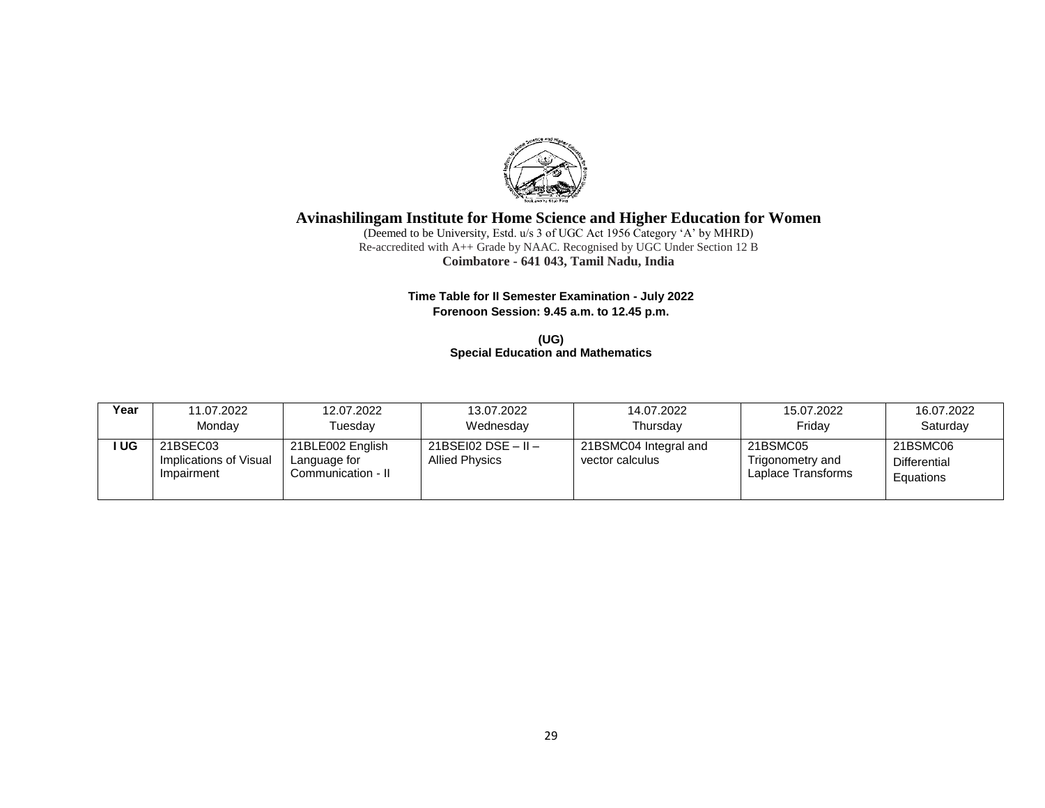# Avinashilingam Institute for Home Science and Higher Education for Women

(Deemed to be University, Estd. u/s 3 of UGC Act 1956 Category 'A' by MHRD)
Re-accredited with A++ Grade by NAAC. Recognised by UGC Under Section 12 B
**Coimbatore - 641 043, Tamil Nadu, India**

**Time Table for II Semester Examination - July 2022**
**Forenoon Session: 9.45 a.m. to 12.45 p.m.**

**(UG)**
**Special Education and Mathematics**

| Year | 11.07.2022 Monday | 12.07.2022 Tuesday | 13.07.2022 Wednesday | 14.07.2022 Thursday | 15.07.2022 Friday | 16.07.2022 Saturday |
|---|---|---|---|---|---|---|
| I UG | 21BSEC03 Implications of Visual Impairment | 21BLE002 English Language for Communication - II | 21BSEI02 DSE – II – Allied Physics | 21BSMC04 Integral and vector calculus | 21BSMC05 Trigonometry and Laplace Transforms | 21BSMC06 Differential Equations |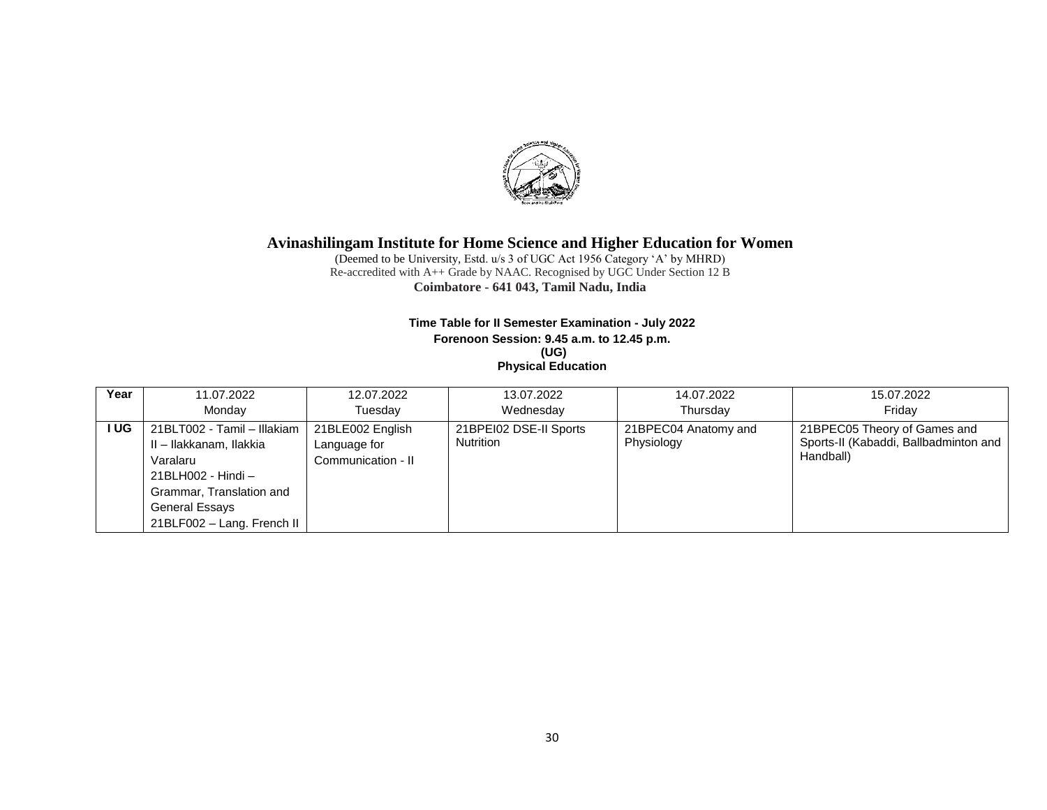# Avinashilingam Institute for Home Science and Higher Education for Women

(Deemed to be University, Estd. u/s 3 of UGC Act 1956 Category 'A' by MHRD)
Re-accredited with A++ Grade by NAAC. Recognised by UGC Under Section 12 B
**Coimbatore - 641 043, Tamil Nadu, India**

**Time Table for II Semester Examination - July 2022**
**Forenoon Session: 9.45 a.m. to 12.45 p.m.**
**(UG)**
**Physical Education**

| Year | 11.07.2022<br>Monday | 12.07.2022<br>Tuesday | 13.07.2022<br>Wednesday | 14.07.2022<br>Thursday | 15.07.2022<br>Friday |
|---|---|---|---|---|---|
| I UG | 21BLT002 - Tamil – Illakiam II – Ilakkanam, Ilakkia Varalaru<br>21BLH002 - Hindi – Grammar, Translation and General Essays<br>21BLF002 – Lang. French II | 21BLE002 English Language for Communication - II | 21BPEI02 DSE-II Sports Nutrition | 21BPEC04 Anatomy and Physiology | 21BPEC05 Theory of Games and Sports-II (Kabaddi, Ballbadminton and Handball) |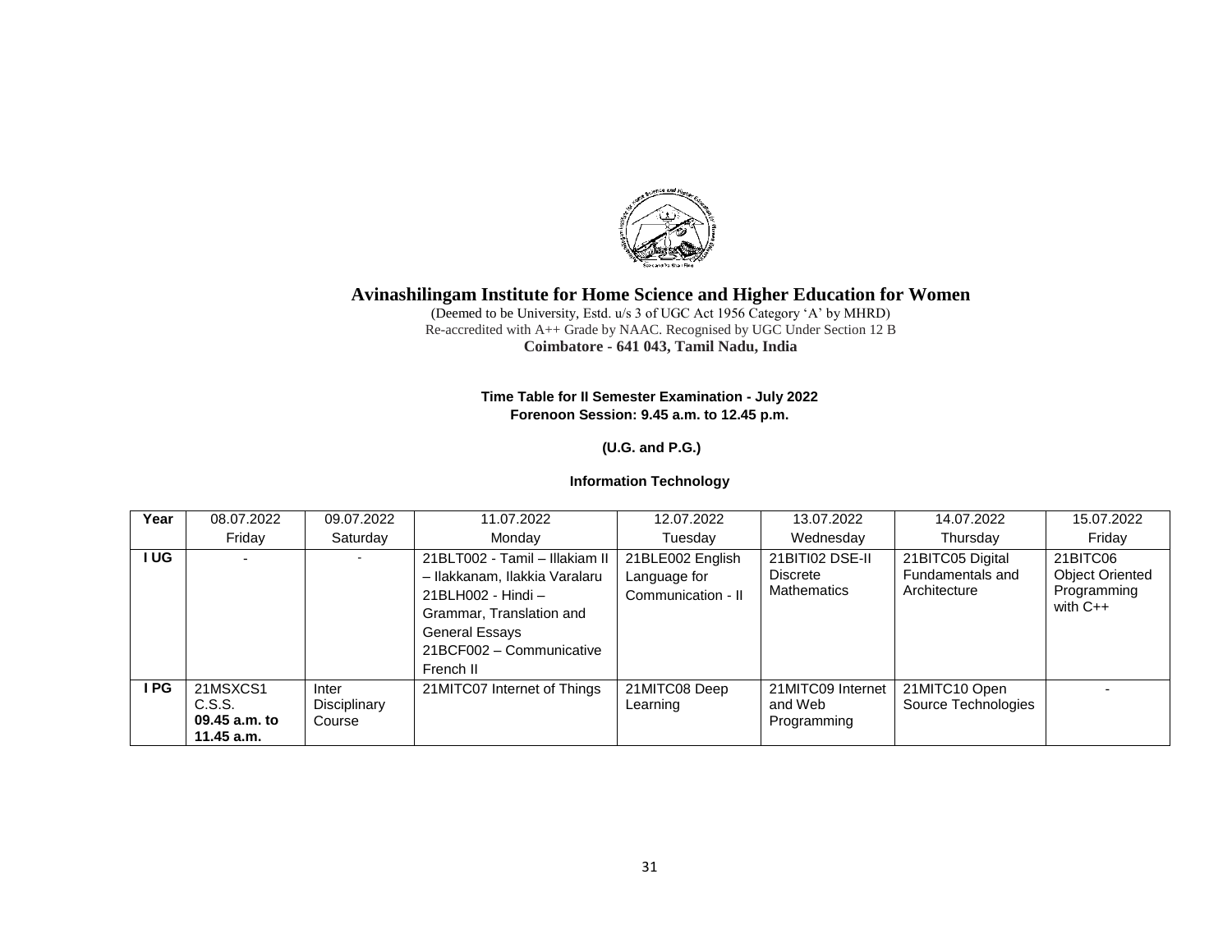# Avinashilingam Institute for Home Science and Higher Education for Women

(Deemed to be University, Estd. u/s 3 of UGC Act 1956 Category 'A' by MHRD)
Re-accredited with A++ Grade by NAAC. Recognised by UGC Under Section 12 B
**Coimbatore - 641 043, Tamil Nadu, India**

**Time Table for II Semester Examination - July 2022**
**Forenoon Session: 9.45 a.m. to 12.45 p.m.**

**(U.G. and P.G.)**

**Information Technology**

| Year | 08.07.2022 Friday | 09.07.2022 Saturday | 11.07.2022 Monday | 12.07.2022 Tuesday | 13.07.2022 Wednesday | 14.07.2022 Thursday | 15.07.2022 Friday |
|---|---|---|---|---|---|---|---|
| **I UG** | - | - | 21BLT002 - Tamil – Illakiam II – Ilakkanam, Ilakkia Varalaru<br>21BLH002 - Hindi – Grammar, Translation and General Essays<br>21BCF002 – Communicative French II | 21BLE002 English Language for Communication - II | 21BITI02 DSE-II Discrete Mathematics | 21BITC05 Digital Fundamentals and Architecture | 21BITC06 Object Oriented Programming with C++ |
| **I PG** | 21MSXCS1 C.S.S. **09.45 a.m. to 11.45 a.m.** | Inter Disciplinary Course | 21MITC07 Internet of Things | 21MITC08 Deep Learning | 21MITC09 Internet and Web Programming | 21MITC10 Open Source Technologies | - |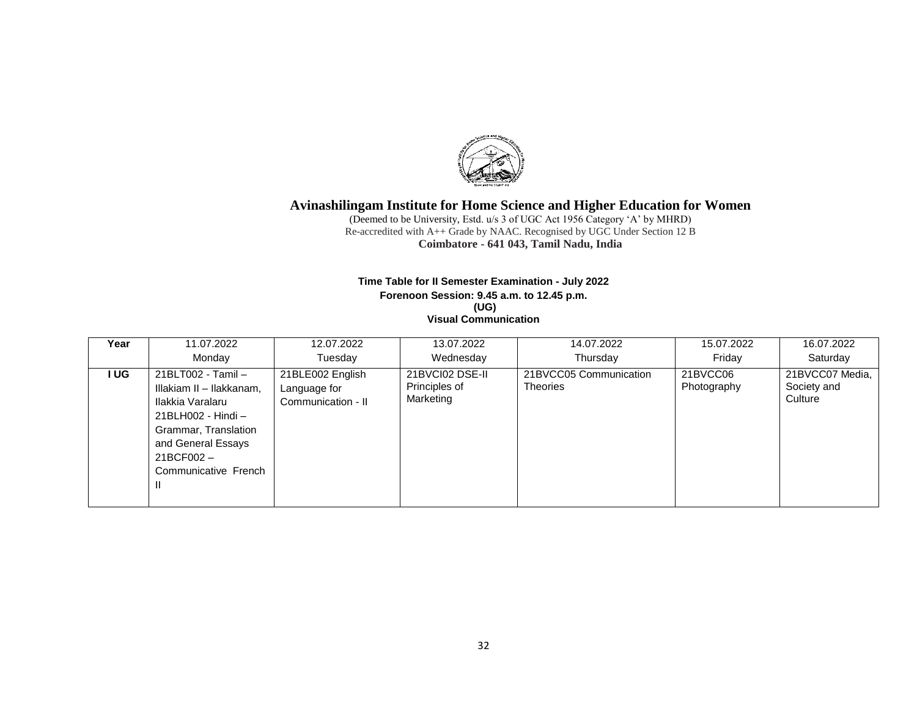# Avinashilingam Institute for Home Science and Higher Education for Women

(Deemed to be University, Estd. u/s 3 of UGC Act 1956 Category 'A' by MHRD)
Re-accredited with A++ Grade by NAAC. Recognised by UGC Under Section 12 B
**Coimbatore - 641 043, Tamil Nadu, India**

**Time Table for II Semester Examination - July 2022**
**Forenoon Session: 9.45 a.m. to 12.45 p.m.**
**(UG)**
**Visual Communication**

| Year | 11.07.2022 Monday | 12.07.2022 Tuesday | 13.07.2022 Wednesday | 14.07.2022 Thursday | 15.07.2022 Friday | 16.07.2022 Saturday |
|---|---|---|---|---|---|---|
| **I UG** | 21BLT002 - Tamil – Illakiam II – Ilakkanam, Ilakkia Varalaru<br>21BLH002 - Hindi – Grammar, Translation and General Essays<br>21BCF002 – Communicative French II | 21BLE002 English Language for Communication - II | 21BVCI02 DSE-II Principles of Marketing | 21BVCC05 Communication Theories | 21BVCC06 Photography | 21BVCC07 Media, Society and Culture |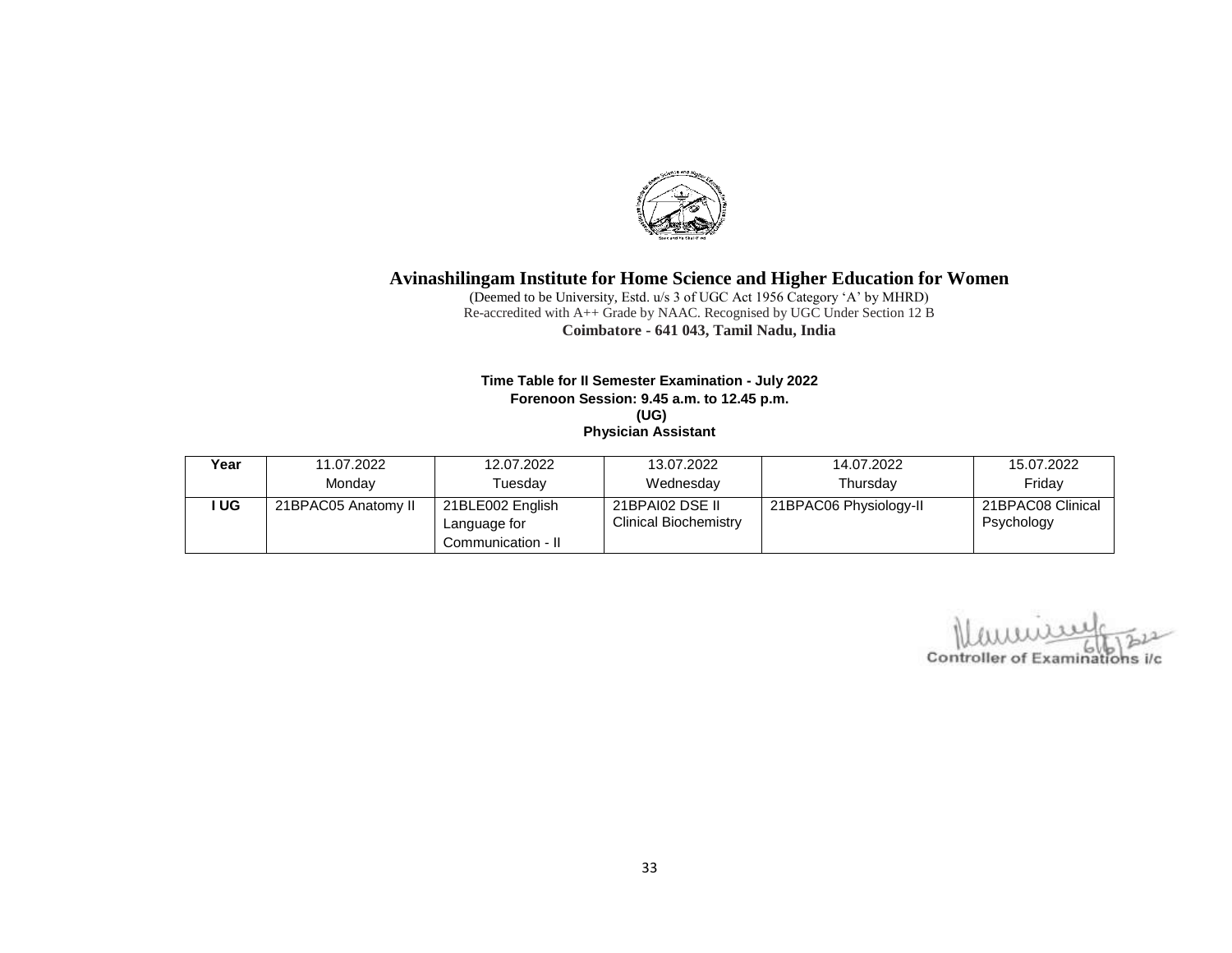# Avinashilingam Institute for Home Science and Higher Education for Women

(Deemed to be University, Estd. u/s 3 of UGC Act 1956 Category 'A' by MHRD)
Re-accredited with A++ Grade by NAAC. Recognised by UGC Under Section 12 B
**Coimbatore - 641 043, Tamil Nadu, India**

**Time Table for II Semester Examination - July 2022**
**Forenoon Session: 9.45 a.m. to 12.45 p.m.**
**(UG)**
**Physician Assistant**

| Year | 11.07.2022 Monday | 12.07.2022 Tuesday | 13.07.2022 Wednesday | 14.07.2022 Thursday | 15.07.2022 Friday |
|---|---|---|---|---|---|
| **I UG** | 21BPAC05 Anatomy II | 21BLE002 English Language for Communication - II | 21BPAI02 DSE II Clinical Biochemistry | 21BPAC06 Physiology-II | 21BPAC08 Clinical Psychology |

6/6/22
Controller of Examinations i/c